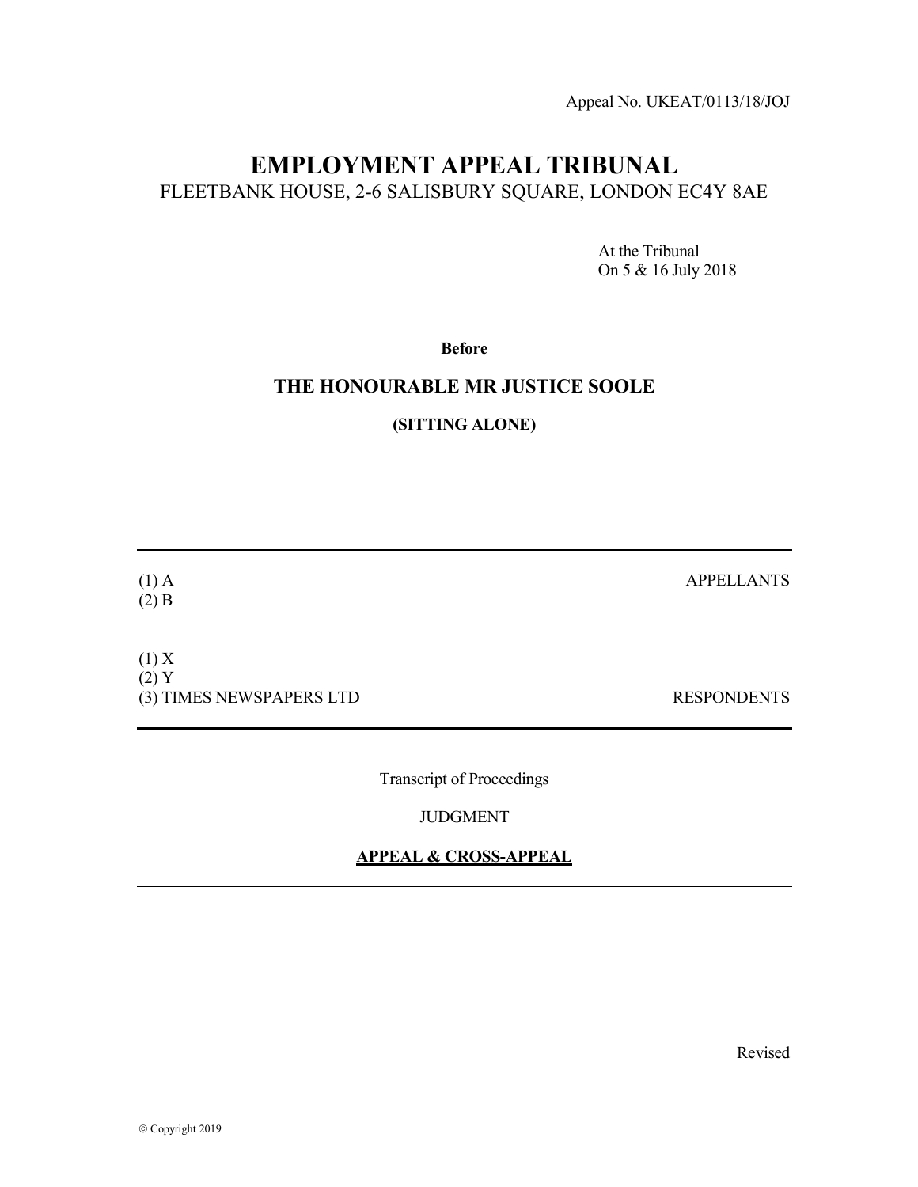Appeal No. UKEAT/0113/18/JOJ

# EMPLOYMENT APPEAL TRIBUNAL

FLEETBANK HOUSE, 2-6 SALISBURY SQUARE, LONDON EC4Y 8AE

At the Tribunal
On 5 & 16 July 2018

**Before**

## THE HONOURABLE MR JUSTICE SOOLE

**(SITTING ALONE)**

---

(1) A
(2) B

APPELLANTS

(1) X
(2) Y
(3) TIMES NEWSPAPERS LTD

RESPONDENTS

---

Transcript of Proceedings

JUDGMENT

**APPEAL & CROSS-APPEAL**

---

Revised

© Copyright 2019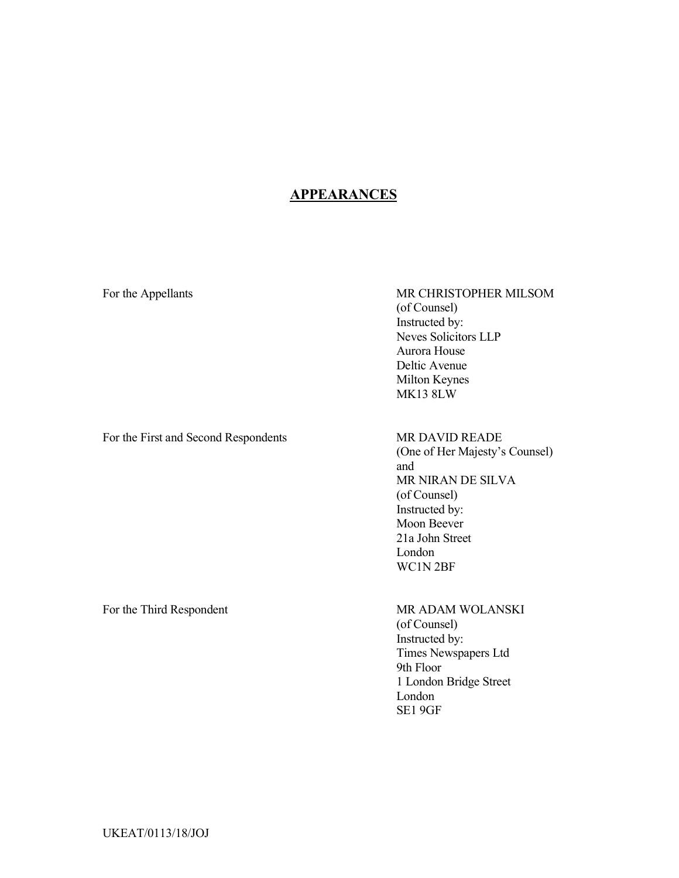## APPEARANCES

| | |
|---|---|
| For the Appellants | MR CHRISTOPHER MILSOM<br>(of Counsel)<br>Instructed by:<br>Neves Solicitors LLP<br>Aurora House<br>Deltic Avenue<br>Milton Keynes<br>MK13 8LW |
| For the First and Second Respondents | MR DAVID READE<br>(One of Her Majesty's Counsel)<br>and<br>MR NIRAN DE SILVA<br>(of Counsel)<br>Instructed by:<br>Moon Beever<br>21a John Street<br>London<br>WC1N 2BF |
| For the Third Respondent | MR ADAM WOLANSKI<br>(of Counsel)<br>Instructed by:<br>Times Newspapers Ltd<br>9th Floor<br>1 London Bridge Street<br>London<br>SE1 9GF |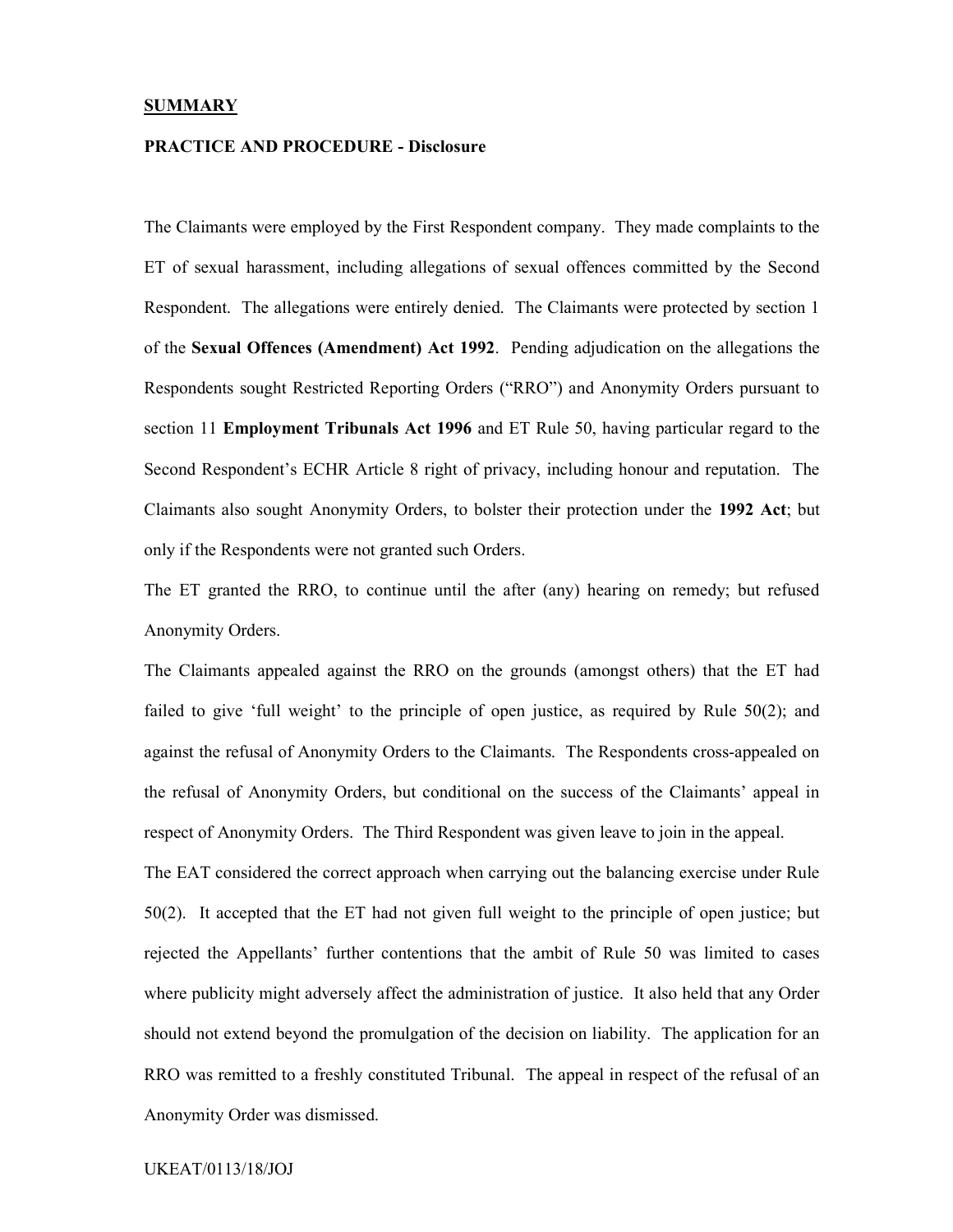**SUMMARY**

**PRACTICE AND PROCEDURE - Disclosure**

The Claimants were employed by the First Respondent company. They made complaints to the ET of sexual harassment, including allegations of sexual offences committed by the Second Respondent. The allegations were entirely denied. The Claimants were protected by section 1 of the **Sexual Offences (Amendment) Act 1992**. Pending adjudication on the allegations the Respondents sought Restricted Reporting Orders ("RRO") and Anonymity Orders pursuant to section 11 **Employment Tribunals Act 1996** and ET Rule 50, having particular regard to the Second Respondent's ECHR Article 8 right of privacy, including honour and reputation. The Claimants also sought Anonymity Orders, to bolster their protection under the **1992 Act**; but only if the Respondents were not granted such Orders.

The ET granted the RRO, to continue until the after (any) hearing on remedy; but refused Anonymity Orders.

The Claimants appealed against the RRO on the grounds (amongst others) that the ET had failed to give 'full weight' to the principle of open justice, as required by Rule 50(2); and against the refusal of Anonymity Orders to the Claimants. The Respondents cross-appealed on the refusal of Anonymity Orders, but conditional on the success of the Claimants' appeal in respect of Anonymity Orders. The Third Respondent was given leave to join in the appeal.

The EAT considered the correct approach when carrying out the balancing exercise under Rule 50(2). It accepted that the ET had not given full weight to the principle of open justice; but rejected the Appellants' further contentions that the ambit of Rule 50 was limited to cases where publicity might adversely affect the administration of justice. It also held that any Order should not extend beyond the promulgation of the decision on liability. The application for an RRO was remitted to a freshly constituted Tribunal. The appeal in respect of the refusal of an Anonymity Order was dismissed.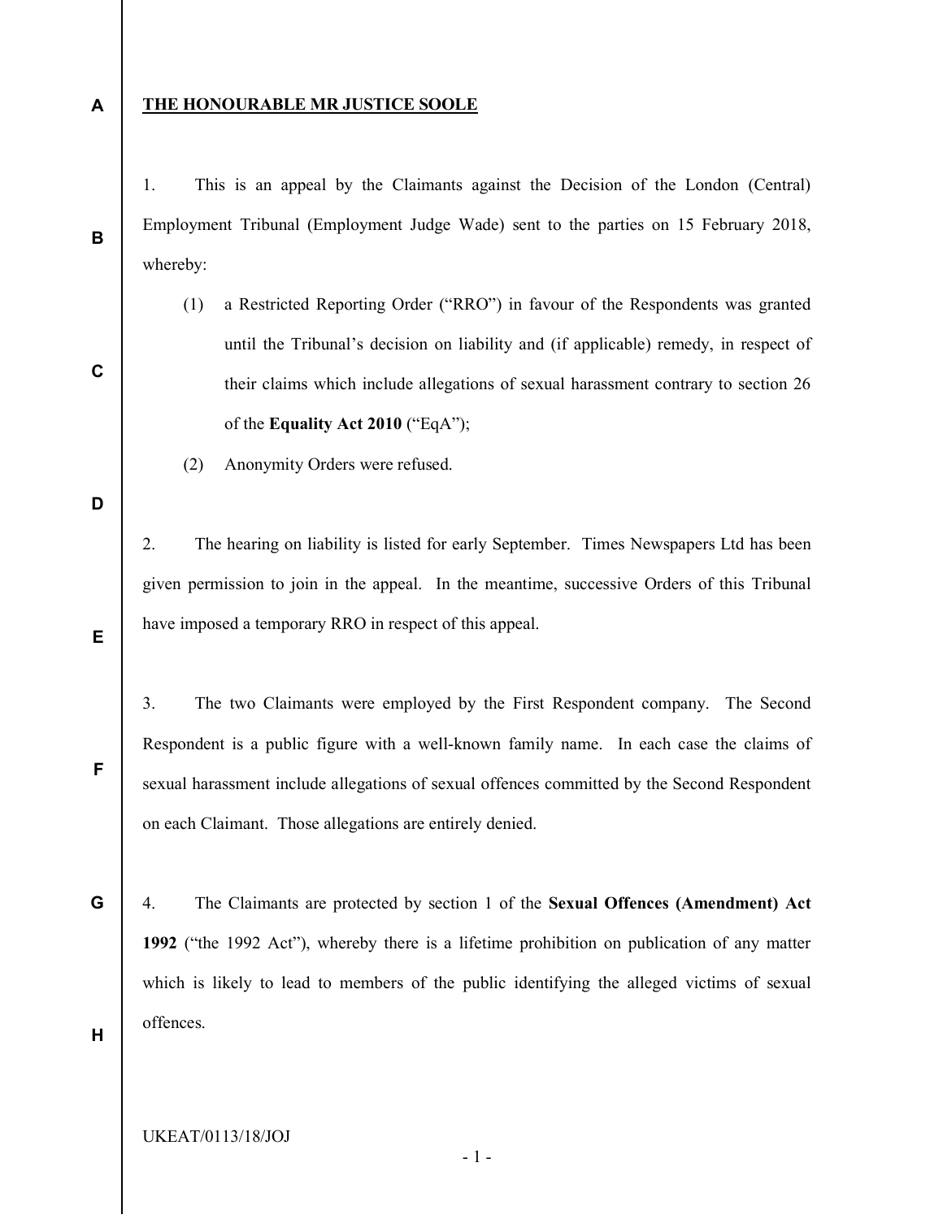**THE HONOURABLE MR JUSTICE SOOLE**

1. This is an appeal by the Claimants against the Decision of the London (Central) Employment Tribunal (Employment Judge Wade) sent to the parties on 15 February 2018, whereby:

   (1) a Restricted Reporting Order ("RRO") in favour of the Respondents was granted until the Tribunal's decision on liability and (if applicable) remedy, in respect of their claims which include allegations of sexual harassment contrary to section 26 of the **Equality Act 2010** ("EqA");

   (2) Anonymity Orders were refused.

2. The hearing on liability is listed for early September. Times Newspapers Ltd has been given permission to join in the appeal. In the meantime, successive Orders of this Tribunal have imposed a temporary RRO in respect of this appeal.

3. The two Claimants were employed by the First Respondent company. The Second Respondent is a public figure with a well-known family name. In each case the claims of sexual harassment include allegations of sexual offences committed by the Second Respondent on each Claimant. Those allegations are entirely denied.

4. The Claimants are protected by section 1 of the **Sexual Offences (Amendment) Act 1992** ("the 1992 Act"), whereby there is a lifetime prohibition on publication of any matter which is likely to lead to members of the public identifying the alleged victims of sexual offences.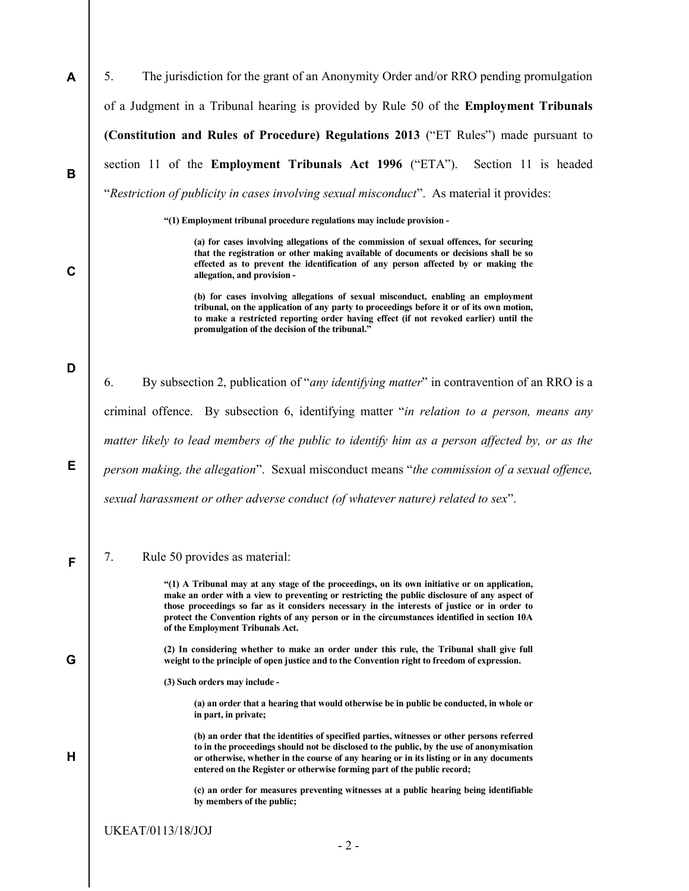5. The jurisdiction for the grant of an Anonymity Order and/or RRO pending promulgation of a Judgment in a Tribunal hearing is provided by Rule 50 of the **Employment Tribunals (Constitution and Rules of Procedure) Regulations 2013** ("ET Rules") made pursuant to section 11 of the **Employment Tribunals Act 1996** ("ETA"). Section 11 is headed "*Restriction of publicity in cases involving sexual misconduct*". As material it provides:

> **"(1) Employment tribunal procedure regulations may include provision -**
>
> **(a) for cases involving allegations of the commission of sexual offences, for securing that the registration or other making available of documents or decisions shall be so effected as to prevent the identification of any person affected by or making the allegation, and provision -**
>
> **(b) for cases involving allegations of sexual misconduct, enabling an employment tribunal, on the application of any party to proceedings before it or of its own motion, to make a restricted reporting order having effect (if not revoked earlier) until the promulgation of the decision of the tribunal."**

6. By subsection 2, publication of "*any identifying matter*" in contravention of an RRO is a criminal offence. By subsection 6, identifying matter "*in relation to a person, means any matter likely to lead members of the public to identify him as a person affected by, or as the person making, the allegation*". Sexual misconduct means "*the commission of a sexual offence, sexual harassment or other adverse conduct (of whatever nature) related to sex*".

7. Rule 50 provides as material:

> **"(1) A Tribunal may at any stage of the proceedings, on its own initiative or on application, make an order with a view to preventing or restricting the public disclosure of any aspect of those proceedings so far as it considers necessary in the interests of justice or in order to protect the Convention rights of any person or in the circumstances identified in section 10A of the Employment Tribunals Act.**
>
> **(2) In considering whether to make an order under this rule, the Tribunal shall give full weight to the principle of open justice and to the Convention right to freedom of expression.**
>
> **(3) Such orders may include -**
>
> **(a) an order that a hearing that would otherwise be in public be conducted, in whole or in part, in private;**
>
> **(b) an order that the identities of specified parties, witnesses or other persons referred to in the proceedings should not be disclosed to the public, by the use of anonymisation or otherwise, whether in the course of any hearing or in its listing or in any documents entered on the Register or otherwise forming part of the public record;**
>
> **(c) an order for measures preventing witnesses at a public hearing being identifiable by members of the public;**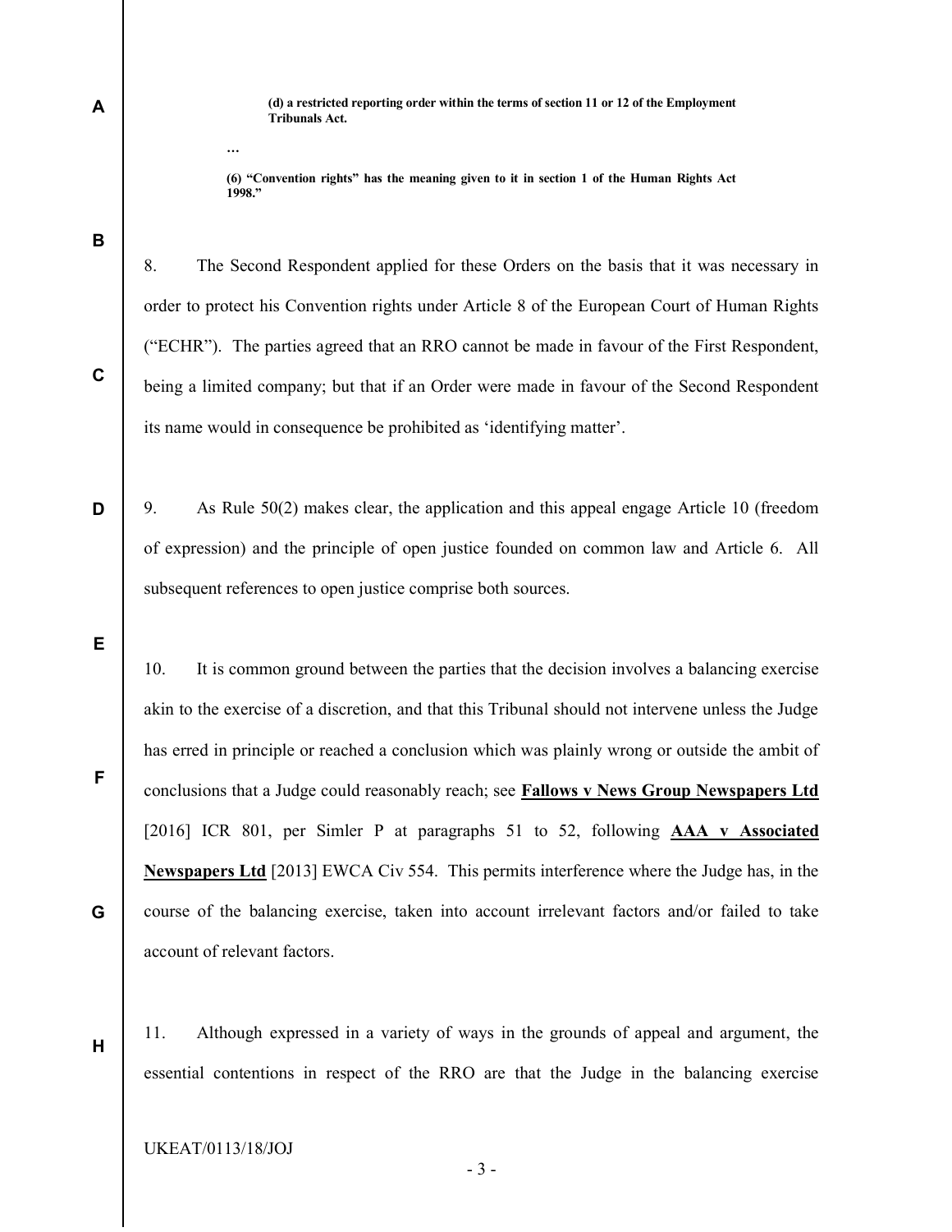**(d) a restricted reporting order within the terms of section 11 or 12 of the Employment Tribunals Act.**

…

**(6) "Convention rights" has the meaning given to it in section 1 of the Human Rights Act 1998."**

8. The Second Respondent applied for these Orders on the basis that it was necessary in order to protect his Convention rights under Article 8 of the European Court of Human Rights ("ECHR"). The parties agreed that an RRO cannot be made in favour of the First Respondent, being a limited company; but that if an Order were made in favour of the Second Respondent its name would in consequence be prohibited as 'identifying matter'.

9. As Rule 50(2) makes clear, the application and this appeal engage Article 10 (freedom of expression) and the principle of open justice founded on common law and Article 6. All subsequent references to open justice comprise both sources.

10. It is common ground between the parties that the decision involves a balancing exercise akin to the exercise of a discretion, and that this Tribunal should not intervene unless the Judge has erred in principle or reached a conclusion which was plainly wrong or outside the ambit of conclusions that a Judge could reasonably reach; see **Fallows v News Group Newspapers Ltd** [2016] ICR 801, per Simler P at paragraphs 51 to 52, following **AAA v Associated Newspapers Ltd** [2013] EWCA Civ 554. This permits interference where the Judge has, in the course of the balancing exercise, taken into account irrelevant factors and/or failed to take account of relevant factors.

11. Although expressed in a variety of ways in the grounds of appeal and argument, the essential contentions in respect of the RRO are that the Judge in the balancing exercise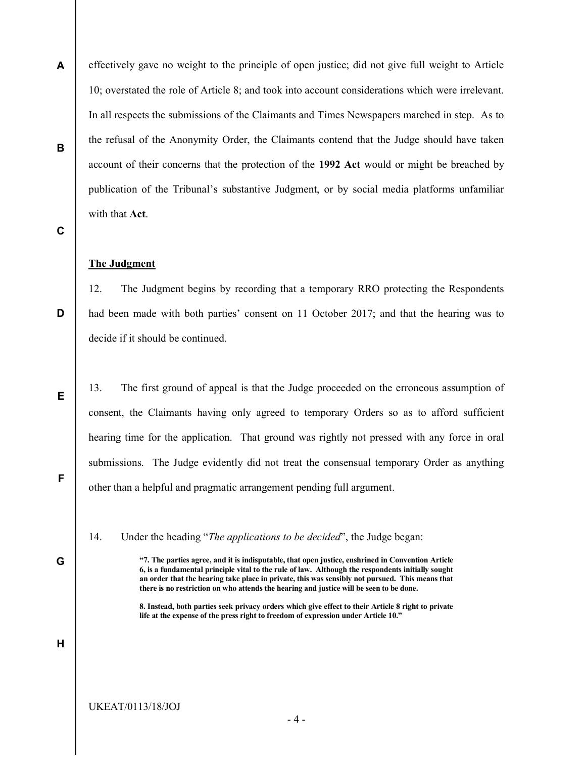effectively gave no weight to the principle of open justice; did not give full weight to Article 10; overstated the role of Article 8; and took into account considerations which were irrelevant. In all respects the submissions of the Claimants and Times Newspapers marched in step. As to the refusal of the Anonymity Order, the Claimants contend that the Judge should have taken account of their concerns that the protection of the **1992 Act** would or might be breached by publication of the Tribunal's substantive Judgment, or by social media platforms unfamiliar with that **Act**.

**The Judgment**

12. The Judgment begins by recording that a temporary RRO protecting the Respondents had been made with both parties' consent on 11 October 2017; and that the hearing was to decide if it should be continued.

13. The first ground of appeal is that the Judge proceeded on the erroneous assumption of consent, the Claimants having only agreed to temporary Orders so as to afford sufficient hearing time for the application. That ground was rightly not pressed with any force in oral submissions. The Judge evidently did not treat the consensual temporary Order as anything other than a helpful and pragmatic arrangement pending full argument.

14. Under the heading "*The applications to be decided*", the Judge began:

> **"7. The parties agree, and it is indisputable, that open justice, enshrined in Convention Article 6, is a fundamental principle vital to the rule of law. Although the respondents initially sought an order that the hearing take place in private, this was sensibly not pursued. This means that there is no restriction on who attends the hearing and justice will be seen to be done.**
>
> **8. Instead, both parties seek privacy orders which give effect to their Article 8 right to private life at the expense of the press right to freedom of expression under Article 10."**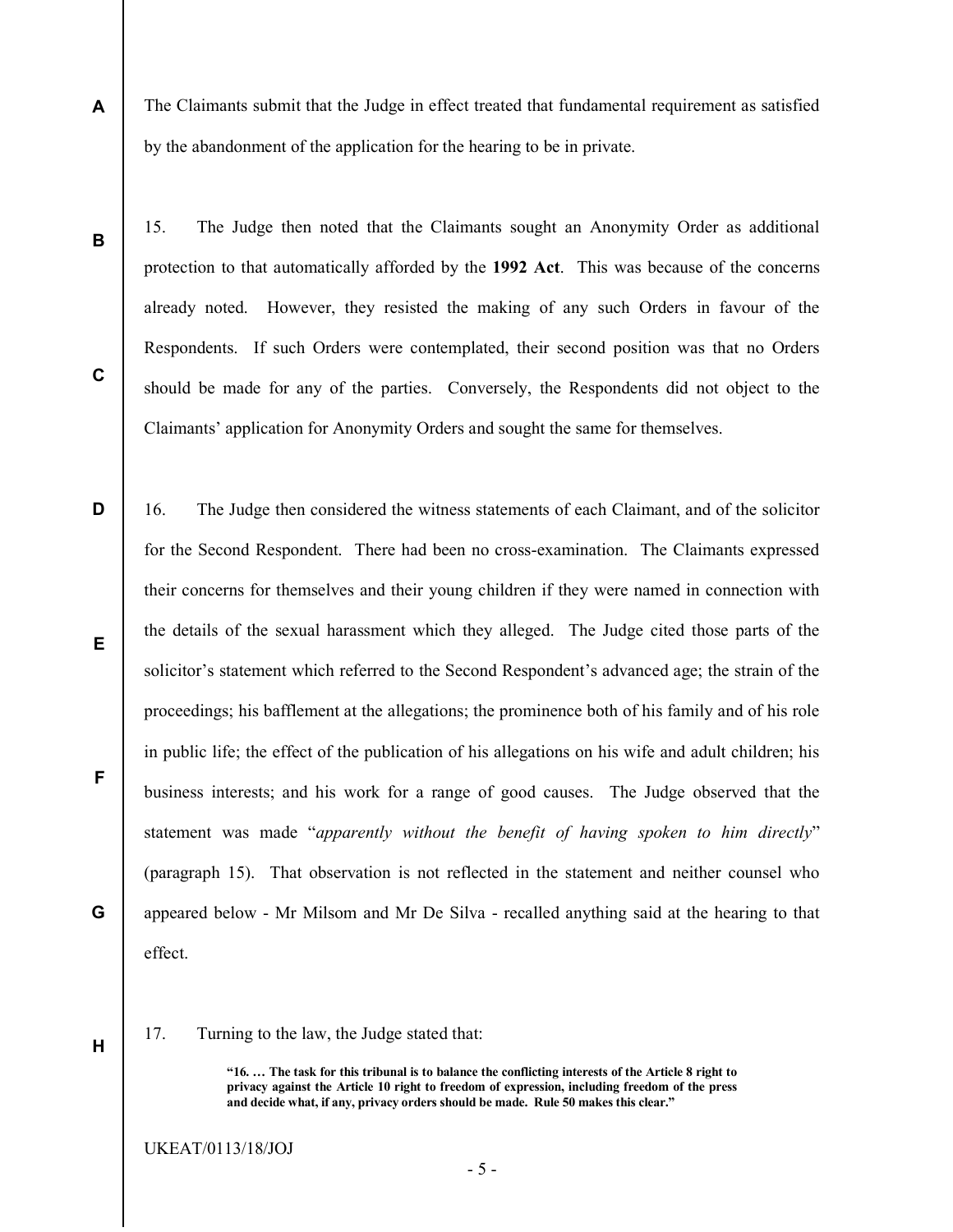The Claimants submit that the Judge in effect treated that fundamental requirement as satisfied by the abandonment of the application for the hearing to be in private.

15. The Judge then noted that the Claimants sought an Anonymity Order as additional protection to that automatically afforded by the **1992 Act**. This was because of the concerns already noted. However, they resisted the making of any such Orders in favour of the Respondents. If such Orders were contemplated, their second position was that no Orders should be made for any of the parties. Conversely, the Respondents did not object to the Claimants' application for Anonymity Orders and sought the same for themselves.

16. The Judge then considered the witness statements of each Claimant, and of the solicitor for the Second Respondent. There had been no cross-examination. The Claimants expressed their concerns for themselves and their young children if they were named in connection with the details of the sexual harassment which they alleged. The Judge cited those parts of the solicitor's statement which referred to the Second Respondent's advanced age; the strain of the proceedings; his bafflement at the allegations; the prominence both of his family and of his role in public life; the effect of the publication of his allegations on his wife and adult children; his business interests; and his work for a range of good causes. The Judge observed that the statement was made "*apparently without the benefit of having spoken to him directly*" (paragraph 15). That observation is not reflected in the statement and neither counsel who appeared below - Mr Milsom and Mr De Silva - recalled anything said at the hearing to that effect.

17. Turning to the law, the Judge stated that:

> **"16. … The task for this tribunal is to balance the conflicting interests of the Article 8 right to privacy against the Article 10 right to freedom of expression, including freedom of the press and decide what, if any, privacy orders should be made. Rule 50 makes this clear."**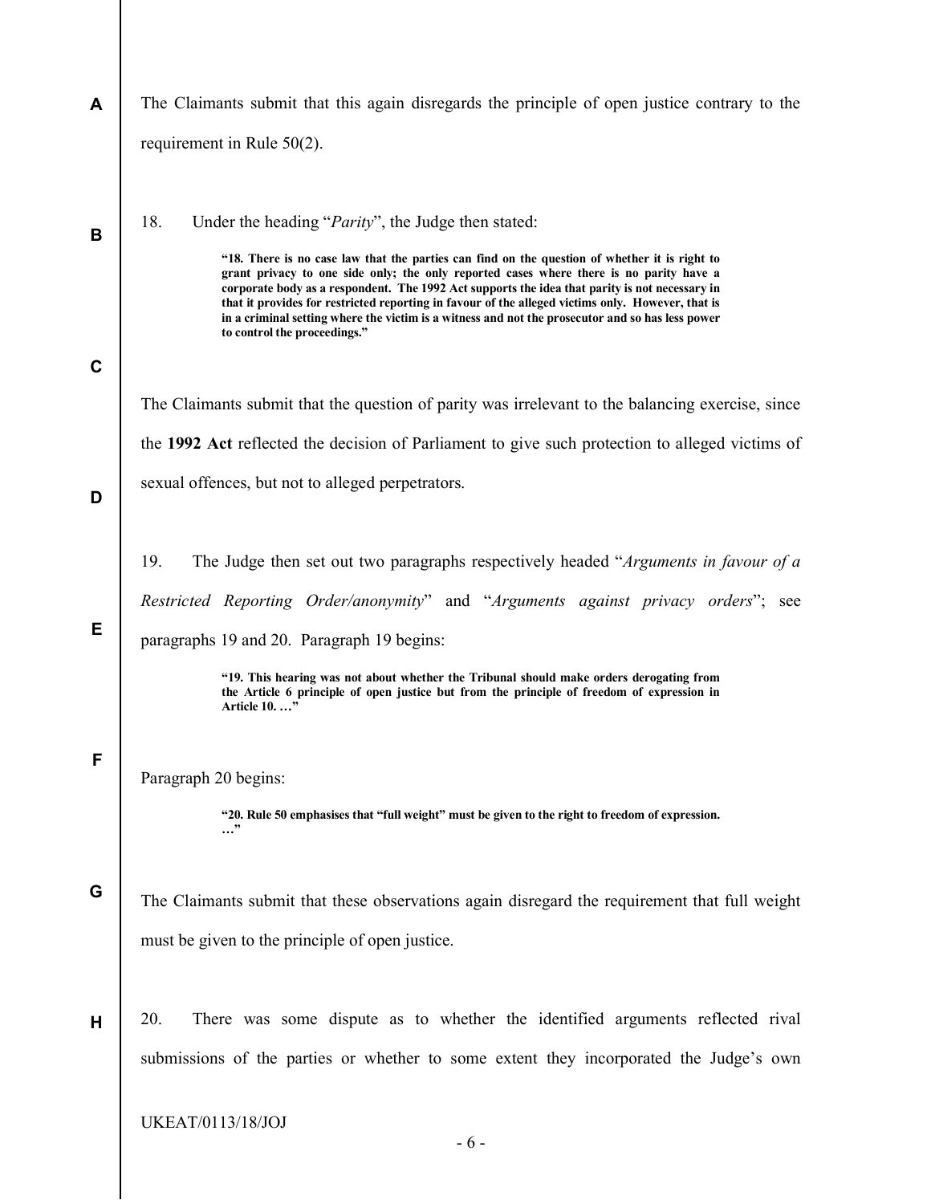The Claimants submit that this again disregards the principle of open justice contrary to the requirement in Rule 50(2).

18. Under the heading "*Parity*", the Judge then stated:

> **"18. There is no case law that the parties can find on the question of whether it is right to grant privacy to one side only; the only reported cases where there is no parity have a corporate body as a respondent. The 1992 Act supports the idea that parity is not necessary in that it provides for restricted reporting in favour of the alleged victims only. However, that is in a criminal setting where the victim is a witness and not the prosecutor and so has less power to control the proceedings."**

The Claimants submit that the question of parity was irrelevant to the balancing exercise, since the **1992 Act** reflected the decision of Parliament to give such protection to alleged victims of sexual offences, but not to alleged perpetrators.

19. The Judge then set out two paragraphs respectively headed "*Arguments in favour of a Restricted Reporting Order/anonymity*" and "*Arguments against privacy orders*"; see paragraphs 19 and 20. Paragraph 19 begins:

> **"19. This hearing was not about whether the Tribunal should make orders derogating from the Article 6 principle of open justice but from the principle of freedom of expression in Article 10. …"**

Paragraph 20 begins:

> **"20. Rule 50 emphasises that "full weight" must be given to the right to freedom of expression. …"**

The Claimants submit that these observations again disregard the requirement that full weight must be given to the principle of open justice.

20. There was some dispute as to whether the identified arguments reflected rival submissions of the parties or whether to some extent they incorporated the Judge's own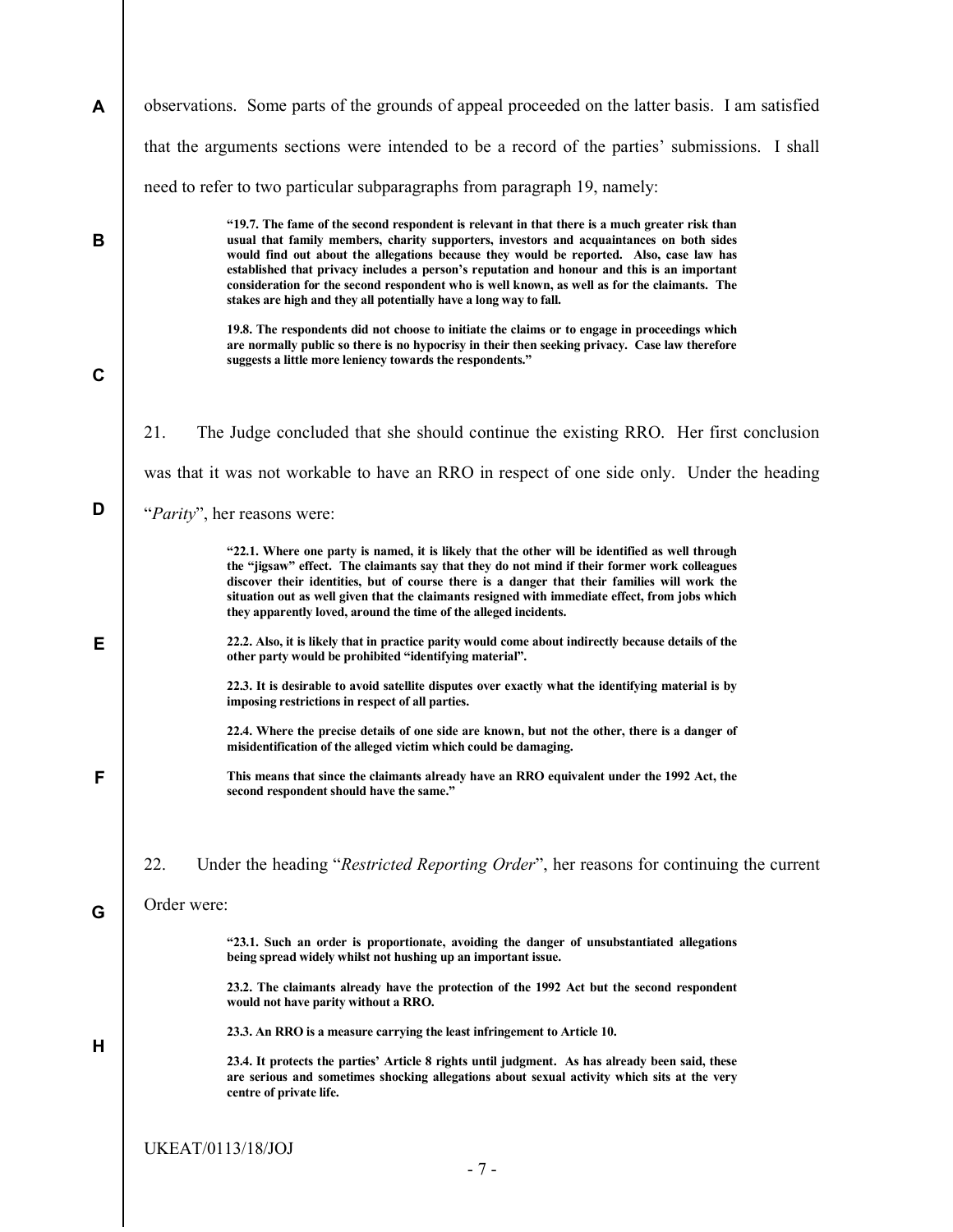observations. Some parts of the grounds of appeal proceeded on the latter basis. I am satisfied that the arguments sections were intended to be a record of the parties' submissions. I shall need to refer to two particular subparagraphs from paragraph 19, namely:

> **"19.7. The fame of the second respondent is relevant in that there is a much greater risk than usual that family members, charity supporters, investors and acquaintances on both sides would find out about the allegations because they would be reported. Also, case law has established that privacy includes a person's reputation and honour and this is an important consideration for the second respondent who is well known, as well as for the claimants. The stakes are high and they all potentially have a long way to fall.**
>
> **19.8. The respondents did not choose to initiate the claims or to engage in proceedings which are normally public so there is no hypocrisy in their then seeking privacy. Case law therefore suggests a little more leniency towards the respondents."**

21. The Judge concluded that she should continue the existing RRO. Her first conclusion was that it was not workable to have an RRO in respect of one side only. Under the heading "*Parity*", her reasons were:

> **"22.1. Where one party is named, it is likely that the other will be identified as well through the "jigsaw" effect. The claimants say that they do not mind if their former work colleagues discover their identities, but of course there is a danger that their families will work the situation out as well given that the claimants resigned with immediate effect, from jobs which they apparently loved, around the time of the alleged incidents.**
>
> **22.2. Also, it is likely that in practice parity would come about indirectly because details of the other party would be prohibited "identifying material".**
>
> **22.3. It is desirable to avoid satellite disputes over exactly what the identifying material is by imposing restrictions in respect of all parties.**
>
> **22.4. Where the precise details of one side are known, but not the other, there is a danger of misidentification of the alleged victim which could be damaging.**
>
> **This means that since the claimants already have an RRO equivalent under the 1992 Act, the second respondent should have the same."**

22. Under the heading "*Restricted Reporting Order*", her reasons for continuing the current Order were:

> **"23.1. Such an order is proportionate, avoiding the danger of unsubstantiated allegations being spread widely whilst not hushing up an important issue.**
>
> **23.2. The claimants already have the protection of the 1992 Act but the second respondent would not have parity without a RRO.**
>
> **23.3. An RRO is a measure carrying the least infringement to Article 10.**
>
> **23.4. It protects the parties' Article 8 rights until judgment. As has already been said, these are serious and sometimes shocking allegations about sexual activity which sits at the very centre of private life.**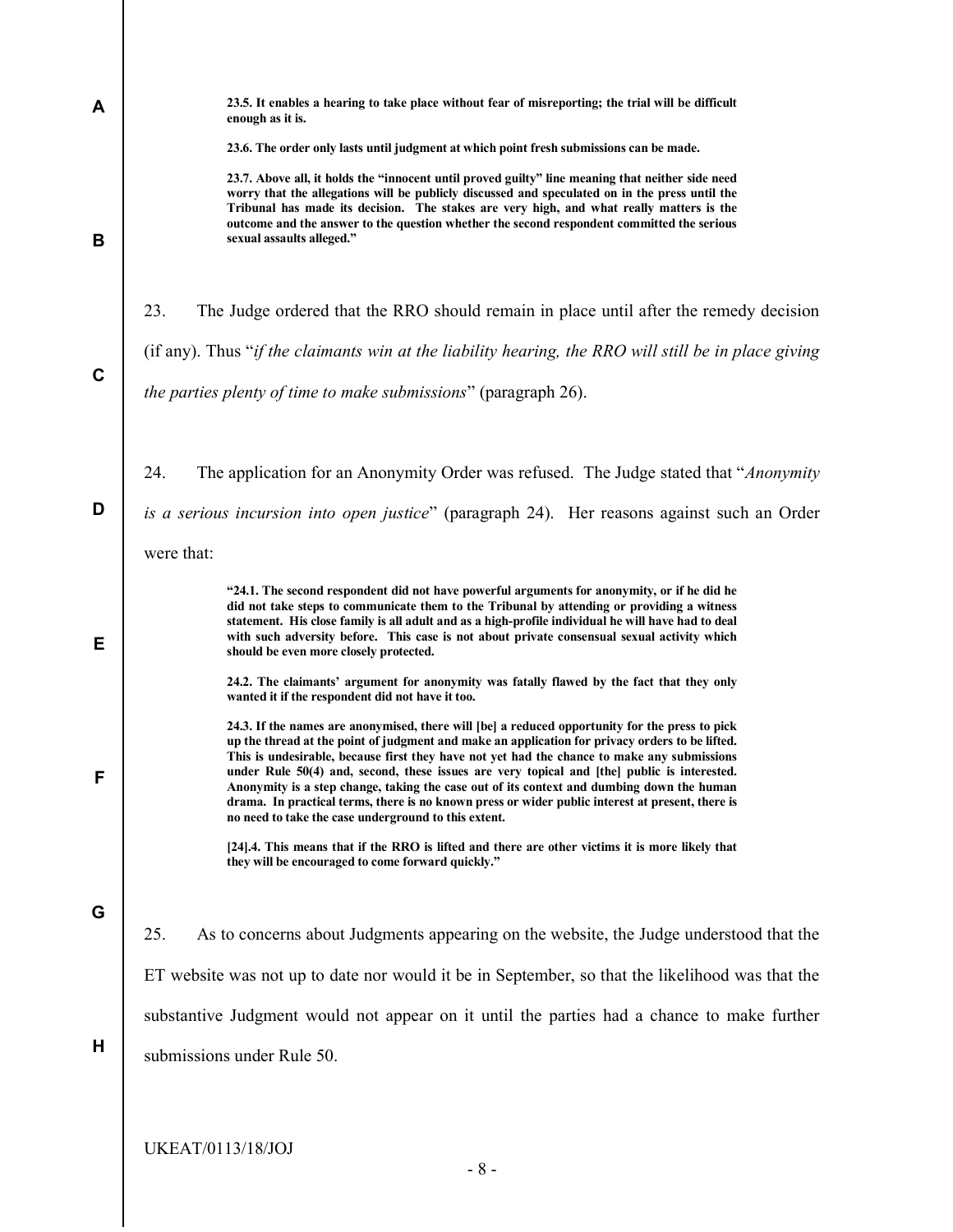**23.5. It enables a hearing to take place without fear of misreporting; the trial will be difficult enough as it is.**

**23.6. The order only lasts until judgment at which point fresh submissions can be made.**

**23.7. Above all, it holds the "innocent until proved guilty" line meaning that neither side need worry that the allegations will be publicly discussed and speculated on in the press until the Tribunal has made its decision. The stakes are very high, and what really matters is the outcome and the answer to the question whether the second respondent committed the serious sexual assaults alleged."**

23. The Judge ordered that the RRO should remain in place until after the remedy decision (if any). Thus "*if the claimants win at the liability hearing, the RRO will still be in place giving the parties plenty of time to make submissions*" (paragraph 26).

24. The application for an Anonymity Order was refused. The Judge stated that "*Anonymity is a serious incursion into open justice*" (paragraph 24). Her reasons against such an Order were that:

> **"24.1. The second respondent did not have powerful arguments for anonymity, or if he did he did not take steps to communicate them to the Tribunal by attending or providing a witness statement. His close family is all adult and as a high-profile individual he will have had to deal with such adversity before. This case is not about private consensual sexual activity which should be even more closely protected.**
>
> **24.2. The claimants' argument for anonymity was fatally flawed by the fact that they only wanted it if the respondent did not have it too.**
>
> **24.3. If the names are anonymised, there will [be] a reduced opportunity for the press to pick up the thread at the point of judgment and make an application for privacy orders to be lifted. This is undesirable, because first they have not yet had the chance to make any submissions under Rule 50(4) and, second, these issues are very topical and [the] public is interested. Anonymity is a step change, taking the case out of its context and dumbing down the human drama. In practical terms, there is no known press or wider public interest at present, there is no need to take the case underground to this extent.**
>
> **[24].4. This means that if the RRO is lifted and there are other victims it is more likely that they will be encouraged to come forward quickly."**

25. As to concerns about Judgments appearing on the website, the Judge understood that the ET website was not up to date nor would it be in September, so that the likelihood was that the substantive Judgment would not appear on it until the parties had a chance to make further submissions under Rule 50.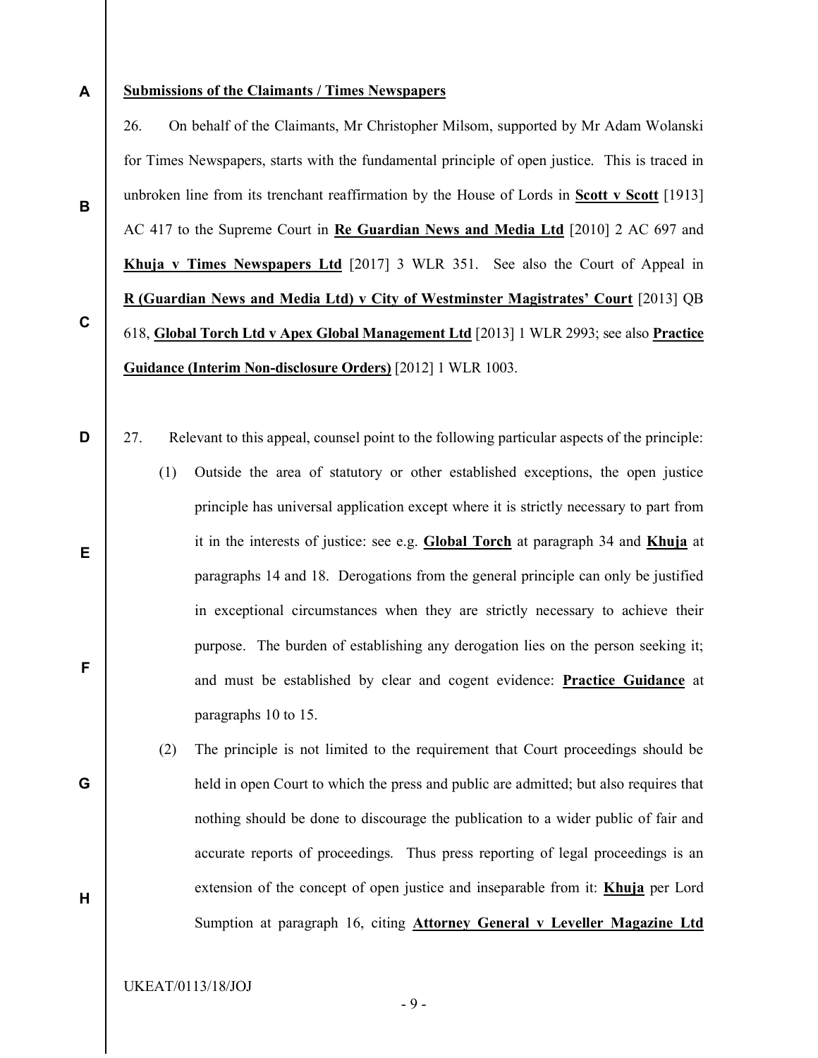**Submissions of the Claimants / Times Newspapers**

26. On behalf of the Claimants, Mr Christopher Milsom, supported by Mr Adam Wolanski for Times Newspapers, starts with the fundamental principle of open justice. This is traced in unbroken line from its trenchant reaffirmation by the House of Lords in **Scott v Scott** [1913] AC 417 to the Supreme Court in **Re Guardian News and Media Ltd** [2010] 2 AC 697 and **Khuja v Times Newspapers Ltd** [2017] 3 WLR 351. See also the Court of Appeal in **R (Guardian News and Media Ltd) v City of Westminster Magistrates' Court** [2013] QB 618, **Global Torch Ltd v Apex Global Management Ltd** [2013] 1 WLR 2993; see also **Practice Guidance (Interim Non-disclosure Orders)** [2012] 1 WLR 1003.

27. Relevant to this appeal, counsel point to the following particular aspects of the principle:

(1) Outside the area of statutory or other established exceptions, the open justice principle has universal application except where it is strictly necessary to part from it in the interests of justice: see e.g. **Global Torch** at paragraph 34 and **Khuja** at paragraphs 14 and 18. Derogations from the general principle can only be justified in exceptional circumstances when they are strictly necessary to achieve their purpose. The burden of establishing any derogation lies on the person seeking it; and must be established by clear and cogent evidence: **Practice Guidance** at paragraphs 10 to 15.

(2) The principle is not limited to the requirement that Court proceedings should be held in open Court to which the press and public are admitted; but also requires that nothing should be done to discourage the publication to a wider public of fair and accurate reports of proceedings. Thus press reporting of legal proceedings is an extension of the concept of open justice and inseparable from it: **Khuja** per Lord Sumption at paragraph 16, citing **Attorney General v Leveller Magazine Ltd**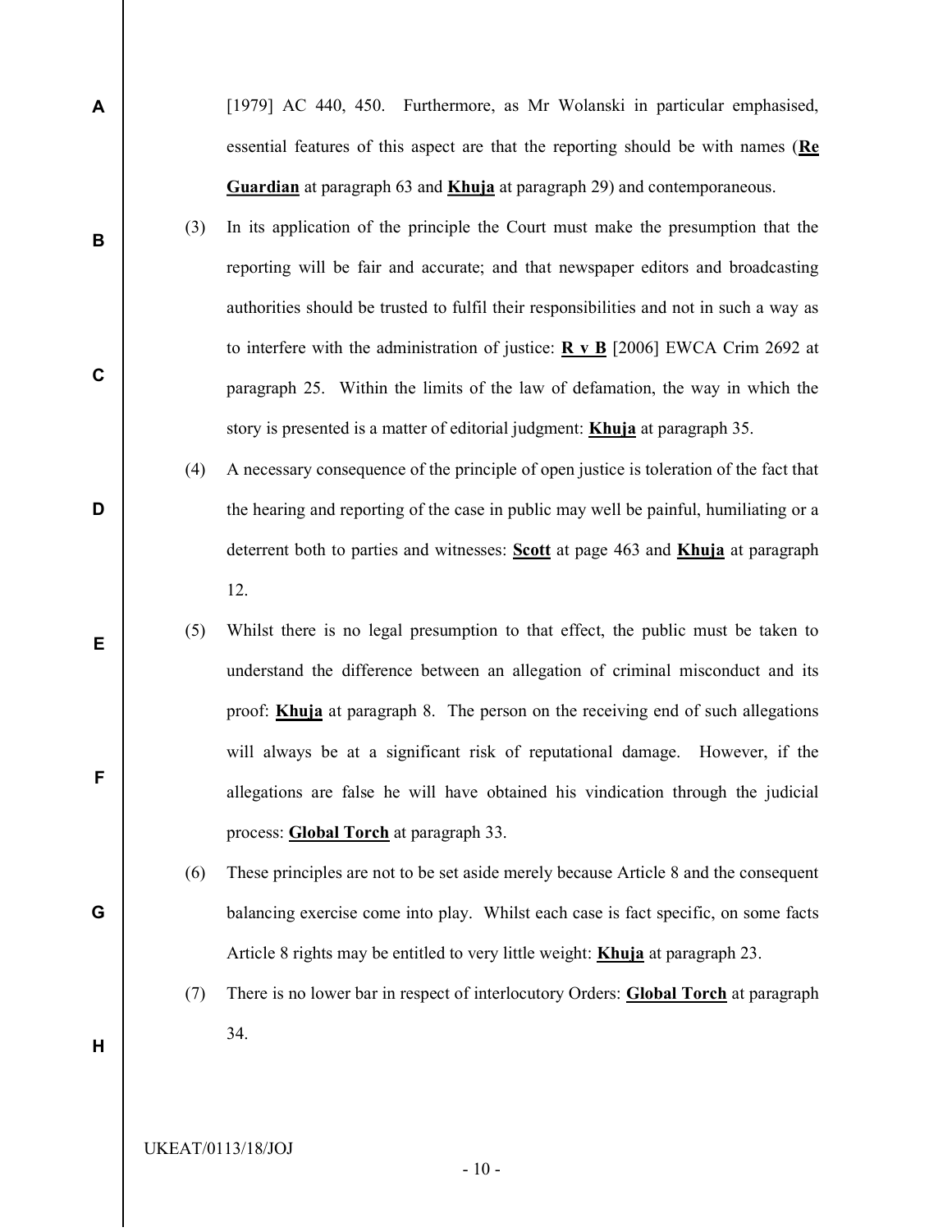[1979] AC 440, 450. Furthermore, as Mr Wolanski in particular emphasised, essential features of this aspect are that the reporting should be with names (**Re Guardian** at paragraph 63 and **Khuja** at paragraph 29) and contemporaneous.

(3) In its application of the principle the Court must make the presumption that the reporting will be fair and accurate; and that newspaper editors and broadcasting authorities should be trusted to fulfil their responsibilities and not in such a way as to interfere with the administration of justice: **R v B** [2006] EWCA Crim 2692 at paragraph 25. Within the limits of the law of defamation, the way in which the story is presented is a matter of editorial judgment: **Khuja** at paragraph 35.

(4) A necessary consequence of the principle of open justice is toleration of the fact that the hearing and reporting of the case in public may well be painful, humiliating or a deterrent both to parties and witnesses: **Scott** at page 463 and **Khuja** at paragraph 12.

(5) Whilst there is no legal presumption to that effect, the public must be taken to understand the difference between an allegation of criminal misconduct and its proof: **Khuja** at paragraph 8. The person on the receiving end of such allegations will always be at a significant risk of reputational damage. However, if the allegations are false he will have obtained his vindication through the judicial process: **Global Torch** at paragraph 33.

(6) These principles are not to be set aside merely because Article 8 and the consequent balancing exercise come into play. Whilst each case is fact specific, on some facts Article 8 rights may be entitled to very little weight: **Khuja** at paragraph 23.

(7) There is no lower bar in respect of interlocutory Orders: **Global Torch** at paragraph 34.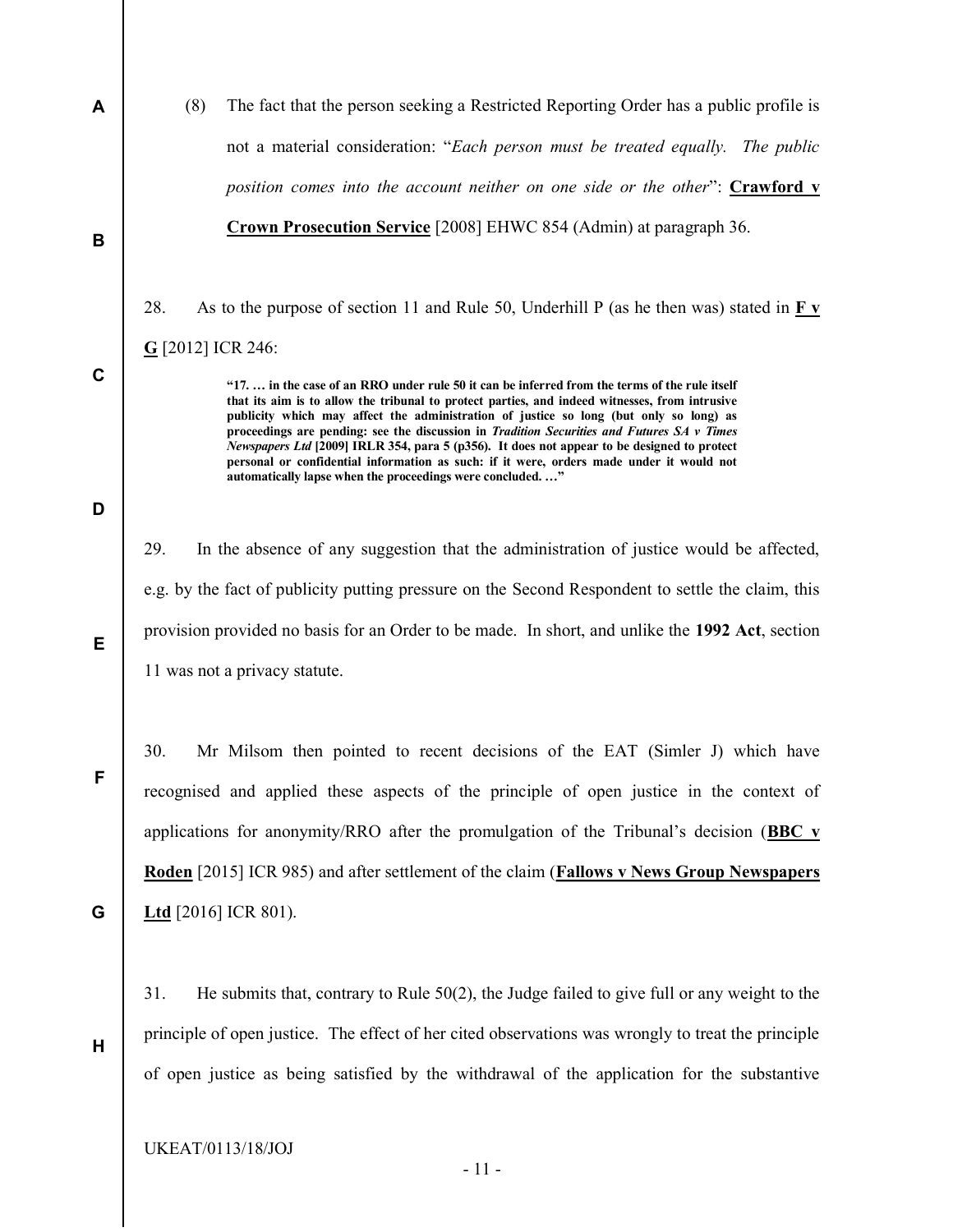(8) The fact that the person seeking a Restricted Reporting Order has a public profile is not a material consideration: "*Each person must be treated equally. The public position comes into the account neither on one side or the other*": **Crawford v Crown Prosecution Service** [2008] EHWC 854 (Admin) at paragraph 36.

28. As to the purpose of section 11 and Rule 50, Underhill P (as he then was) stated in **F v G** [2012] ICR 246:

> **"17. … in the case of an RRO under rule 50 it can be inferred from the terms of the rule itself that its aim is to allow the tribunal to protect parties, and indeed witnesses, from intrusive publicity which may affect the administration of justice so long (but only so long) as proceedings are pending: see the discussion in *Tradition Securities and Futures SA v Times Newspapers Ltd* [2009] IRLR 354, para 5 (p356). It does not appear to be designed to protect personal or confidential information as such: if it were, orders made under it would not automatically lapse when the proceedings were concluded. …"**

29. In the absence of any suggestion that the administration of justice would be affected, e.g. by the fact of publicity putting pressure on the Second Respondent to settle the claim, this provision provided no basis for an Order to be made. In short, and unlike the **1992 Act**, section 11 was not a privacy statute.

30. Mr Milsom then pointed to recent decisions of the EAT (Simler J) which have recognised and applied these aspects of the principle of open justice in the context of applications for anonymity/RRO after the promulgation of the Tribunal's decision (**BBC v Roden** [2015] ICR 985) and after settlement of the claim (**Fallows v News Group Newspapers Ltd** [2016] ICR 801).

31. He submits that, contrary to Rule 50(2), the Judge failed to give full or any weight to the principle of open justice. The effect of her cited observations was wrongly to treat the principle of open justice as being satisfied by the withdrawal of the application for the substantive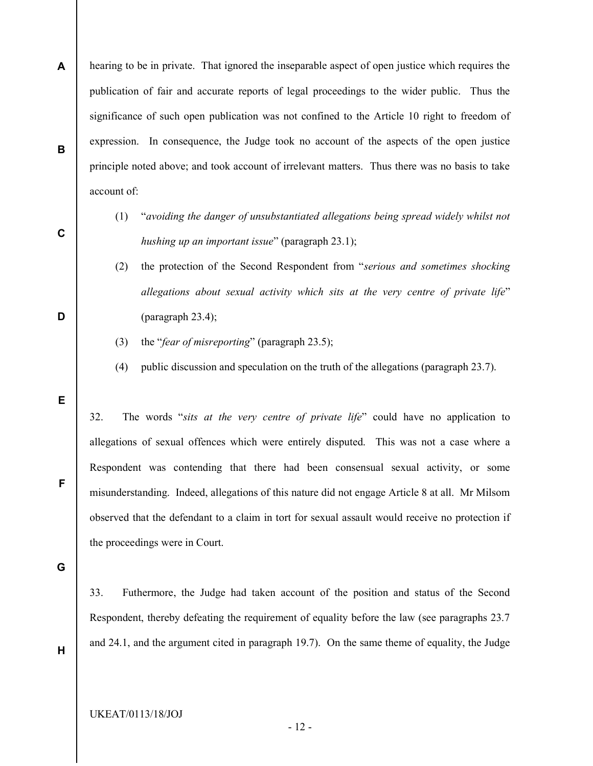hearing to be in private. That ignored the inseparable aspect of open justice which requires the publication of fair and accurate reports of legal proceedings to the wider public. Thus the significance of such open publication was not confined to the Article 10 right to freedom of expression. In consequence, the Judge took no account of the aspects of the open justice principle noted above; and took account of irrelevant matters. Thus there was no basis to take account of:

(1) "*avoiding the danger of unsubstantiated allegations being spread widely whilst not hushing up an important issue*" (paragraph 23.1);

(2) the protection of the Second Respondent from "*serious and sometimes shocking allegations about sexual activity which sits at the very centre of private life*" (paragraph 23.4);

(3) the "*fear of misreporting*" (paragraph 23.5);

(4) public discussion and speculation on the truth of the allegations (paragraph 23.7).

32. The words "*sits at the very centre of private life*" could have no application to allegations of sexual offences which were entirely disputed. This was not a case where a Respondent was contending that there had been consensual sexual activity, or some misunderstanding. Indeed, allegations of this nature did not engage Article 8 at all. Mr Milsom observed that the defendant to a claim in tort for sexual assault would receive no protection if the proceedings were in Court.

33. Futhermore, the Judge had taken account of the position and status of the Second Respondent, thereby defeating the requirement of equality before the law (see paragraphs 23.7 and 24.1, and the argument cited in paragraph 19.7). On the same theme of equality, the Judge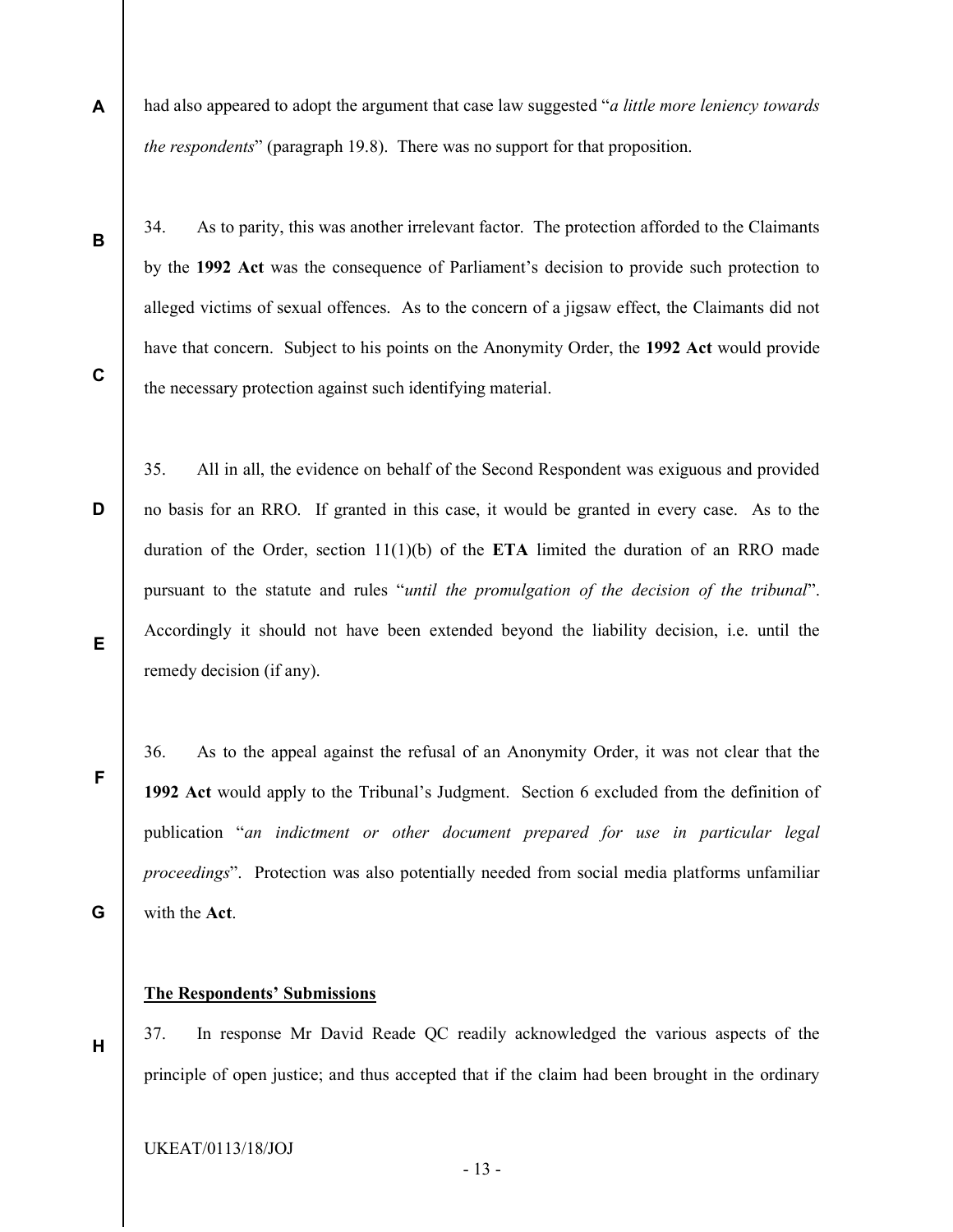had also appeared to adopt the argument that case law suggested "*a little more leniency towards the respondents*" (paragraph 19.8). There was no support for that proposition.

34. As to parity, this was another irrelevant factor. The protection afforded to the Claimants by the **1992 Act** was the consequence of Parliament's decision to provide such protection to alleged victims of sexual offences. As to the concern of a jigsaw effect, the Claimants did not have that concern. Subject to his points on the Anonymity Order, the **1992 Act** would provide the necessary protection against such identifying material.

35. All in all, the evidence on behalf of the Second Respondent was exiguous and provided no basis for an RRO. If granted in this case, it would be granted in every case. As to the duration of the Order, section 11(1)(b) of the **ETA** limited the duration of an RRO made pursuant to the statute and rules "*until the promulgation of the decision of the tribunal*". Accordingly it should not have been extended beyond the liability decision, i.e. until the remedy decision (if any).

36. As to the appeal against the refusal of an Anonymity Order, it was not clear that the **1992 Act** would apply to the Tribunal's Judgment. Section 6 excluded from the definition of publication "*an indictment or other document prepared for use in particular legal proceedings*". Protection was also potentially needed from social media platforms unfamiliar with the **Act**.

**The Respondents' Submissions**

37. In response Mr David Reade QC readily acknowledged the various aspects of the principle of open justice; and thus accepted that if the claim had been brought in the ordinary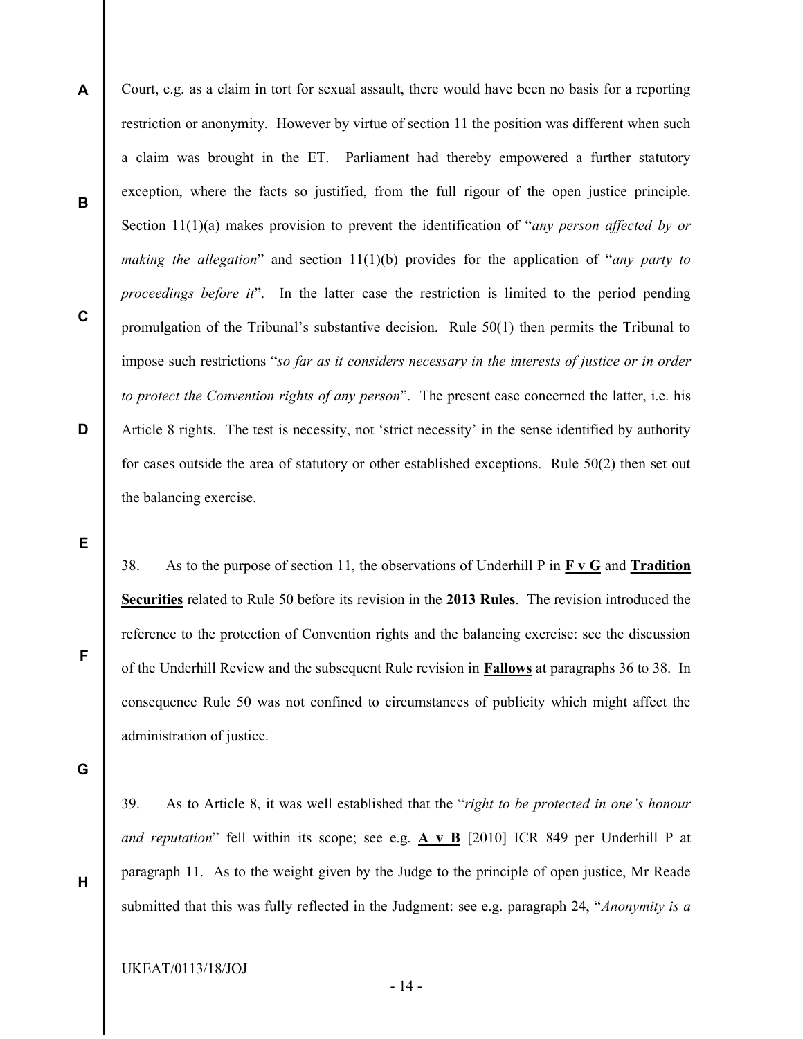Court, e.g. as a claim in tort for sexual assault, there would have been no basis for a reporting restriction or anonymity. However by virtue of section 11 the position was different when such a claim was brought in the ET. Parliament had thereby empowered a further statutory exception, where the facts so justified, from the full rigour of the open justice principle. Section 11(1)(a) makes provision to prevent the identification of "*any person affected by or making the allegation*" and section 11(1)(b) provides for the application of "*any party to proceedings before it*". In the latter case the restriction is limited to the period pending promulgation of the Tribunal's substantive decision. Rule 50(1) then permits the Tribunal to impose such restrictions "*so far as it considers necessary in the interests of justice or in order to protect the Convention rights of any person*". The present case concerned the latter, i.e. his Article 8 rights. The test is necessity, not 'strict necessity' in the sense identified by authority for cases outside the area of statutory or other established exceptions. Rule 50(2) then set out the balancing exercise.

38. As to the purpose of section 11, the observations of Underhill P in **F v G** and **Tradition Securities** related to Rule 50 before its revision in the **2013 Rules**. The revision introduced the reference to the protection of Convention rights and the balancing exercise: see the discussion of the Underhill Review and the subsequent Rule revision in **Fallows** at paragraphs 36 to 38. In consequence Rule 50 was not confined to circumstances of publicity which might affect the administration of justice.

39. As to Article 8, it was well established that the "*right to be protected in one's honour and reputation*" fell within its scope; see e.g. **A v B** [2010] ICR 849 per Underhill P at paragraph 11. As to the weight given by the Judge to the principle of open justice, Mr Reade submitted that this was fully reflected in the Judgment: see e.g. paragraph 24, "*Anonymity is a*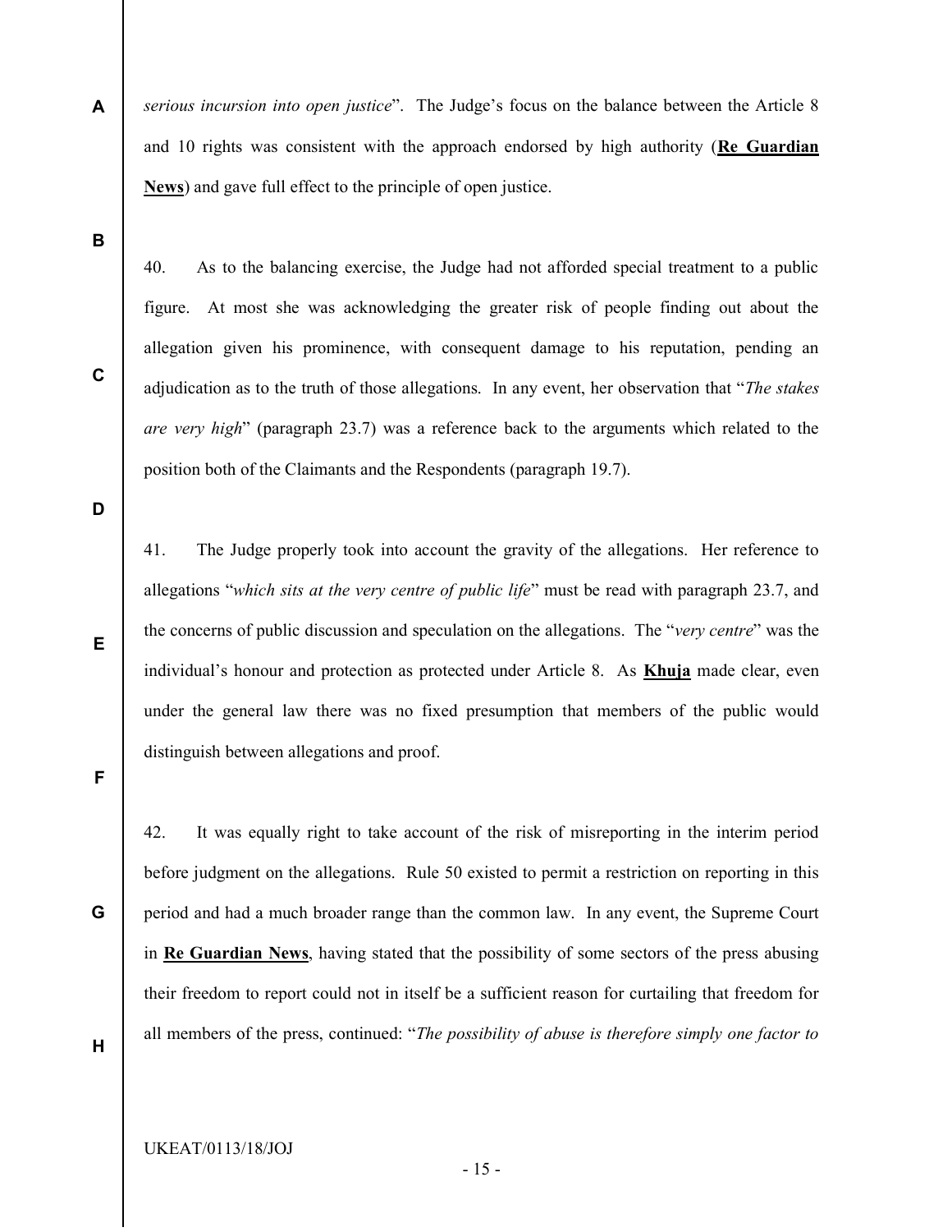*serious incursion into open justice*". The Judge's focus on the balance between the Article 8 and 10 rights was consistent with the approach endorsed by high authority (**Re Guardian News**) and gave full effect to the principle of open justice.

40. As to the balancing exercise, the Judge had not afforded special treatment to a public figure. At most she was acknowledging the greater risk of people finding out about the allegation given his prominence, with consequent damage to his reputation, pending an adjudication as to the truth of those allegations. In any event, her observation that "*The stakes are very high*" (paragraph 23.7) was a reference back to the arguments which related to the position both of the Claimants and the Respondents (paragraph 19.7).

41. The Judge properly took into account the gravity of the allegations. Her reference to allegations "*which sits at the very centre of public life*" must be read with paragraph 23.7, and the concerns of public discussion and speculation on the allegations. The "*very centre*" was the individual's honour and protection as protected under Article 8. As **Khuja** made clear, even under the general law there was no fixed presumption that members of the public would distinguish between allegations and proof.

42. It was equally right to take account of the risk of misreporting in the interim period before judgment on the allegations. Rule 50 existed to permit a restriction on reporting in this period and had a much broader range than the common law. In any event, the Supreme Court in **Re Guardian News**, having stated that the possibility of some sectors of the press abusing their freedom to report could not in itself be a sufficient reason for curtailing that freedom for all members of the press, continued: "*The possibility of abuse is therefore simply one factor to*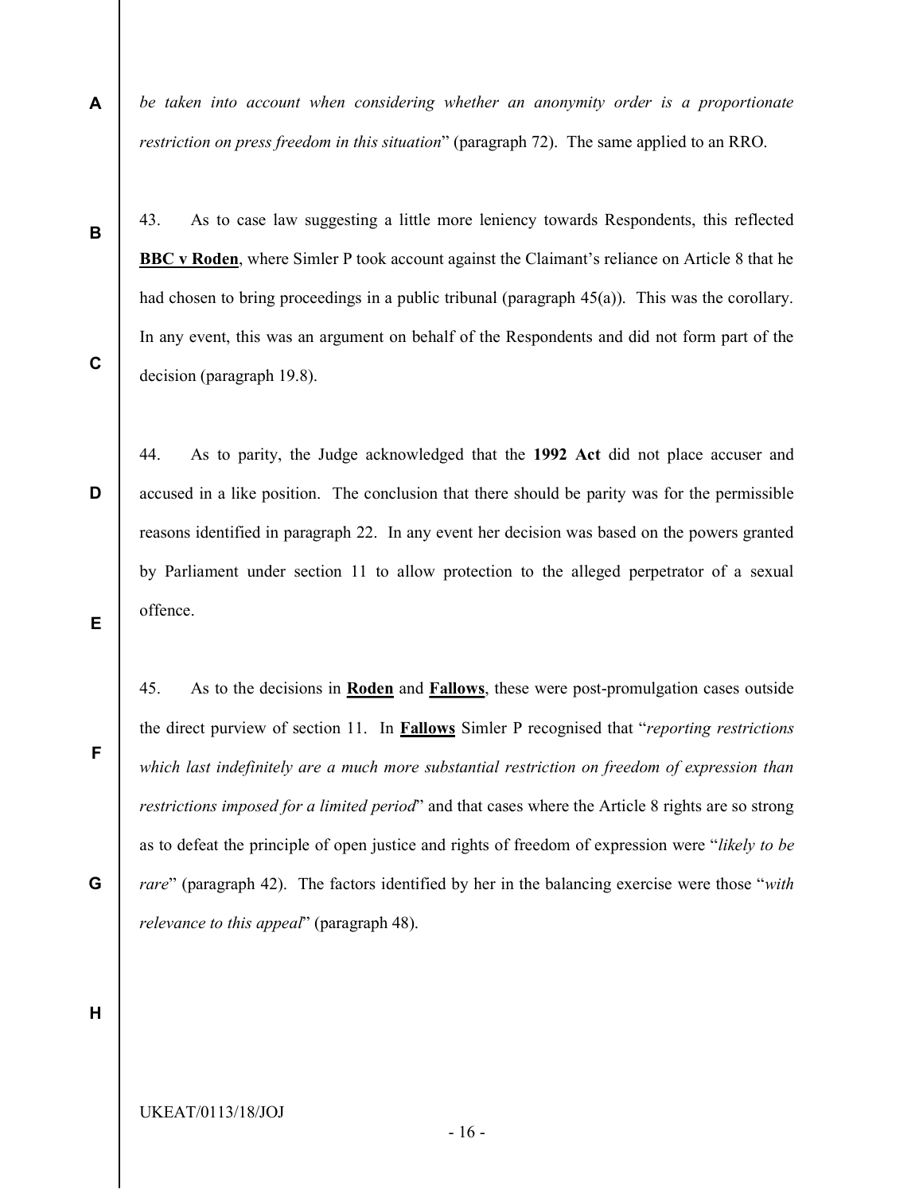*be taken into account when considering whether an anonymity order is a proportionate restriction on press freedom in this situation*" (paragraph 72). The same applied to an RRO.

43. As to case law suggesting a little more leniency towards Respondents, this reflected **BBC v Roden**, where Simler P took account against the Claimant's reliance on Article 8 that he had chosen to bring proceedings in a public tribunal (paragraph 45(a)). This was the corollary. In any event, this was an argument on behalf of the Respondents and did not form part of the decision (paragraph 19.8).

44. As to parity, the Judge acknowledged that the **1992 Act** did not place accuser and accused in a like position. The conclusion that there should be parity was for the permissible reasons identified in paragraph 22. In any event her decision was based on the powers granted by Parliament under section 11 to allow protection to the alleged perpetrator of a sexual offence.

45. As to the decisions in **Roden** and **Fallows**, these were post-promulgation cases outside the direct purview of section 11. In **Fallows** Simler P recognised that "*reporting restrictions which last indefinitely are a much more substantial restriction on freedom of expression than restrictions imposed for a limited period*" and that cases where the Article 8 rights are so strong as to defeat the principle of open justice and rights of freedom of expression were "*likely to be rare*" (paragraph 42). The factors identified by her in the balancing exercise were those "*with relevance to this appeal*" (paragraph 48).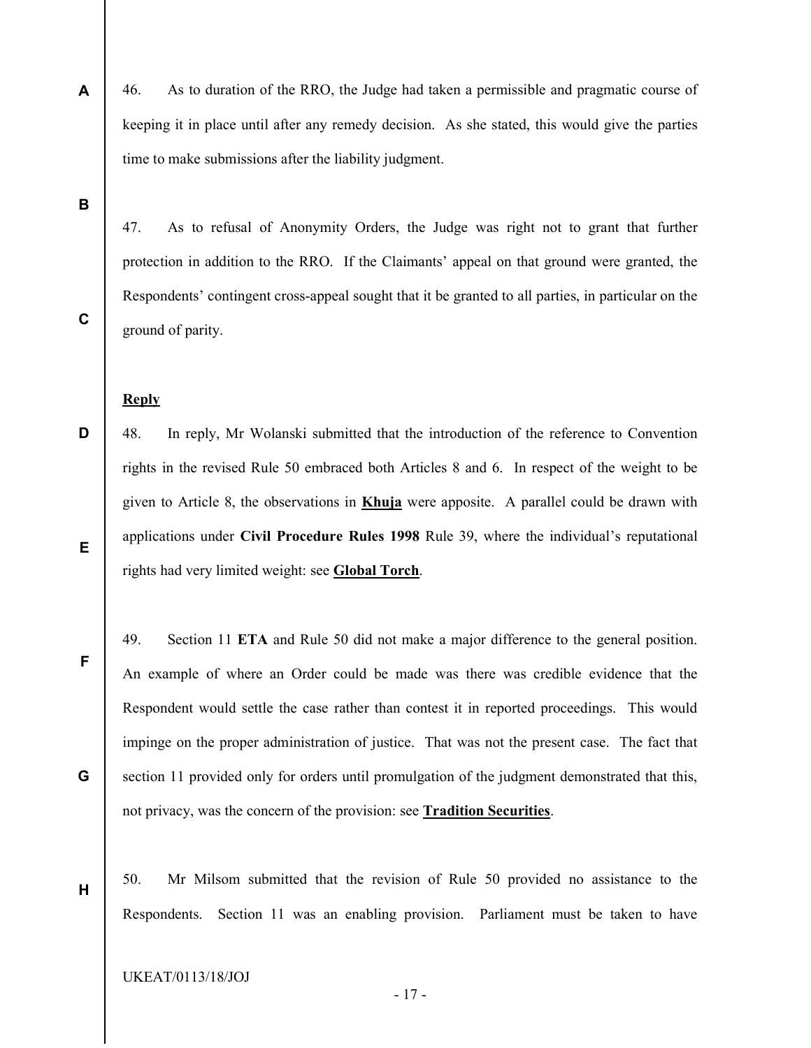46. As to duration of the RRO, the Judge had taken a permissible and pragmatic course of keeping it in place until after any remedy decision. As she stated, this would give the parties time to make submissions after the liability judgment.

47. As to refusal of Anonymity Orders, the Judge was right not to grant that further protection in addition to the RRO. If the Claimants' appeal on that ground were granted, the Respondents' contingent cross-appeal sought that it be granted to all parties, in particular on the ground of parity.

**Reply**

48. In reply, Mr Wolanski submitted that the introduction of the reference to Convention rights in the revised Rule 50 embraced both Articles 8 and 6. In respect of the weight to be given to Article 8, the observations in **Khuja** were apposite. A parallel could be drawn with applications under **Civil Procedure Rules 1998** Rule 39, where the individual's reputational rights had very limited weight: see **Global Torch**.

49. Section 11 **ETA** and Rule 50 did not make a major difference to the general position. An example of where an Order could be made was there was credible evidence that the Respondent would settle the case rather than contest it in reported proceedings. This would impinge on the proper administration of justice. That was not the present case. The fact that section 11 provided only for orders until promulgation of the judgment demonstrated that this, not privacy, was the concern of the provision: see **Tradition Securities**.

50. Mr Milsom submitted that the revision of Rule 50 provided no assistance to the Respondents. Section 11 was an enabling provision. Parliament must be taken to have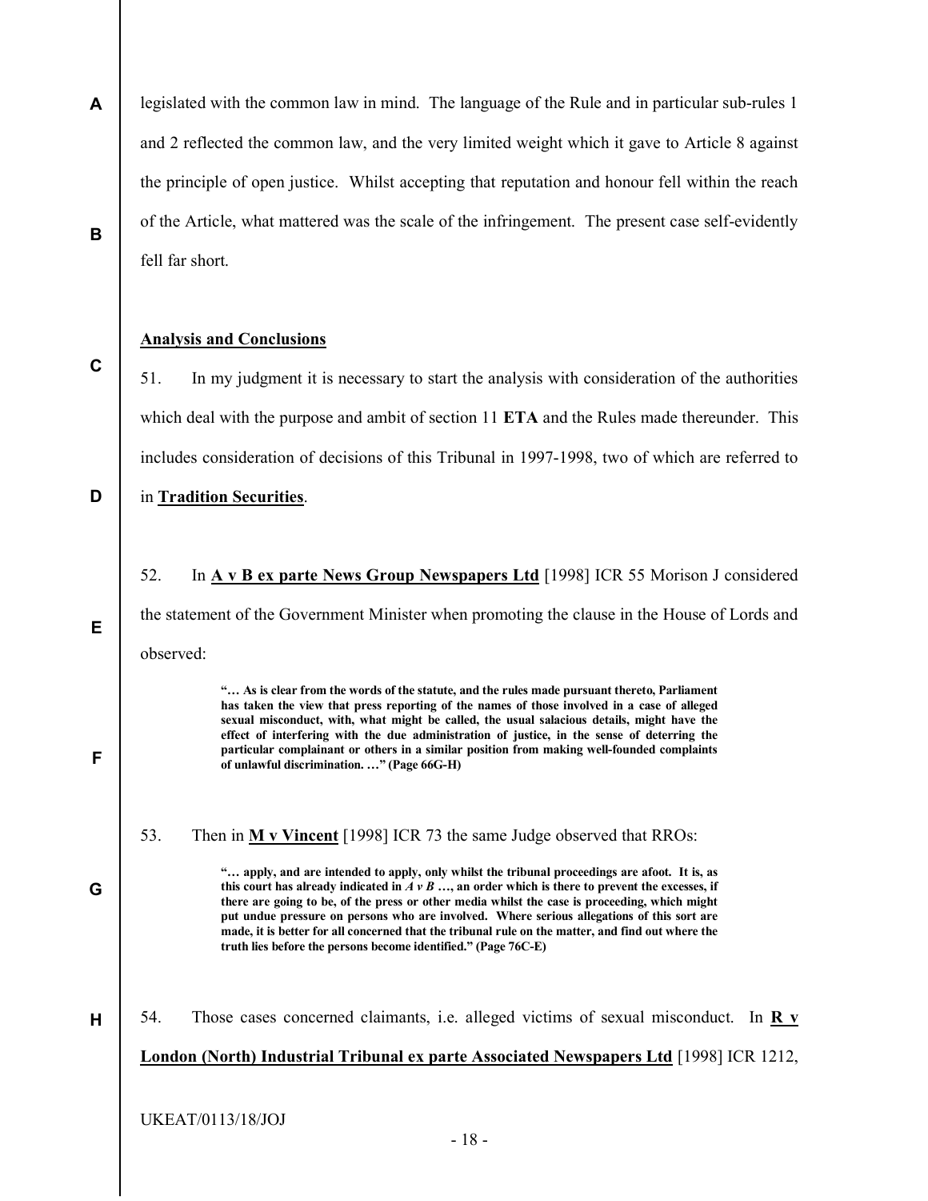legislated with the common law in mind. The language of the Rule and in particular sub-rules 1 and 2 reflected the common law, and the very limited weight which it gave to Article 8 against the principle of open justice. Whilst accepting that reputation and honour fell within the reach of the Article, what mattered was the scale of the infringement. The present case self-evidently fell far short.

**Analysis and Conclusions**

51. In my judgment it is necessary to start the analysis with consideration of the authorities which deal with the purpose and ambit of section 11 **ETA** and the Rules made thereunder. This includes consideration of decisions of this Tribunal in 1997-1998, two of which are referred to in **Tradition Securities**.

52. In **A v B ex parte News Group Newspapers Ltd** [1998] ICR 55 Morison J considered the statement of the Government Minister when promoting the clause in the House of Lords and observed:

> **"… As is clear from the words of the statute, and the rules made pursuant thereto, Parliament has taken the view that press reporting of the names of those involved in a case of alleged sexual misconduct, with, what might be called, the usual salacious details, might have the effect of interfering with the due administration of justice, in the sense of deterring the particular complainant or others in a similar position from making well-founded complaints of unlawful discrimination. …" (Page 66G-H)**

53. Then in **M v Vincent** [1998] ICR 73 the same Judge observed that RROs:

> **"… apply, and are intended to apply, only whilst the tribunal proceedings are afoot. It is, as this court has already indicated in *A v B* …, an order which is there to prevent the excesses, if there are going to be, of the press or other media whilst the case is proceeding, which might put undue pressure on persons who are involved. Where serious allegations of this sort are made, it is better for all concerned that the tribunal rule on the matter, and find out where the truth lies before the persons become identified." (Page 76C-E)**

54. Those cases concerned claimants, i.e. alleged victims of sexual misconduct. In **R v London (North) Industrial Tribunal ex parte Associated Newspapers Ltd** [1998] ICR 1212,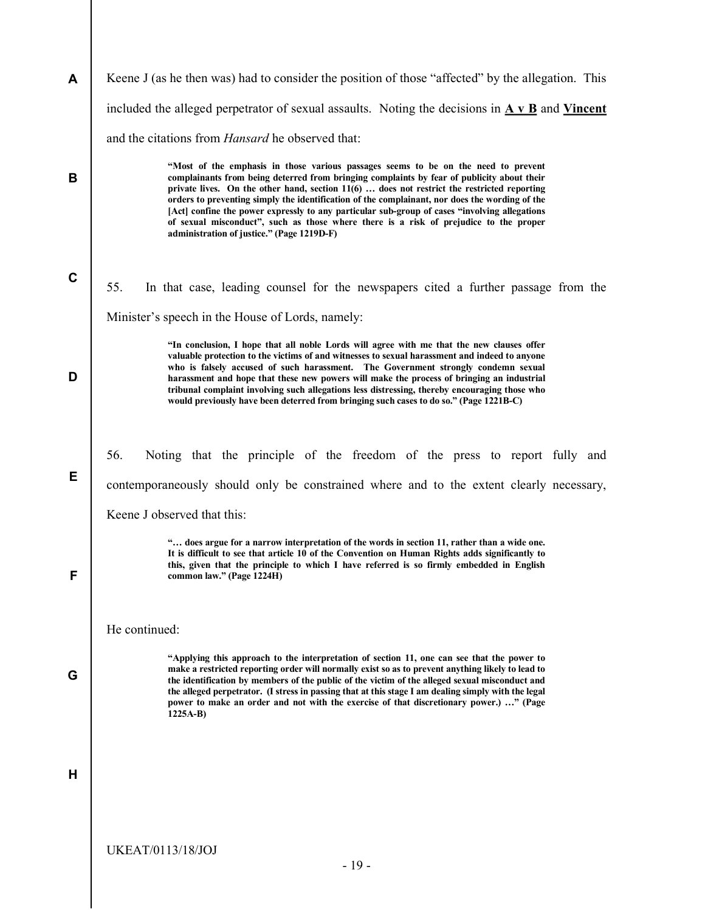Keene J (as he then was) had to consider the position of those "affected" by the allegation. This included the alleged perpetrator of sexual assaults. Noting the decisions in **A v B** and **Vincent** and the citations from *Hansard* he observed that:

> **"Most of the emphasis in those various passages seems to be on the need to prevent complainants from being deterred from bringing complaints by fear of publicity about their private lives. On the other hand, section 11(6) … does not restrict the restricted reporting orders to preventing simply the identification of the complainant, nor does the wording of the [Act] confine the power expressly to any particular sub-group of cases "involving allegations of sexual misconduct", such as those where there is a risk of prejudice to the proper administration of justice." (Page 1219D-F)**

55. In that case, leading counsel for the newspapers cited a further passage from the Minister's speech in the House of Lords, namely:

> **"In conclusion, I hope that all noble Lords will agree with me that the new clauses offer valuable protection to the victims of and witnesses to sexual harassment and indeed to anyone who is falsely accused of such harassment. The Government strongly condemn sexual harassment and hope that these new powers will make the process of bringing an industrial tribunal complaint involving such allegations less distressing, thereby encouraging those who would previously have been deterred from bringing such cases to do so." (Page 1221B-C)**

56. Noting that the principle of the freedom of the press to report fully and contemporaneously should only be constrained where and to the extent clearly necessary, Keene J observed that this:

> **"… does argue for a narrow interpretation of the words in section 11, rather than a wide one. It is difficult to see that article 10 of the Convention on Human Rights adds significantly to this, given that the principle to which I have referred is so firmly embedded in English common law." (Page 1224H)**

He continued:

> **"Applying this approach to the interpretation of section 11, one can see that the power to make a restricted reporting order will normally exist so as to prevent anything likely to lead to the identification by members of the public of the victim of the alleged sexual misconduct and the alleged perpetrator. (I stress in passing that at this stage I am dealing simply with the legal power to make an order and not with the exercise of that discretionary power.) …" (Page 1225A-B)**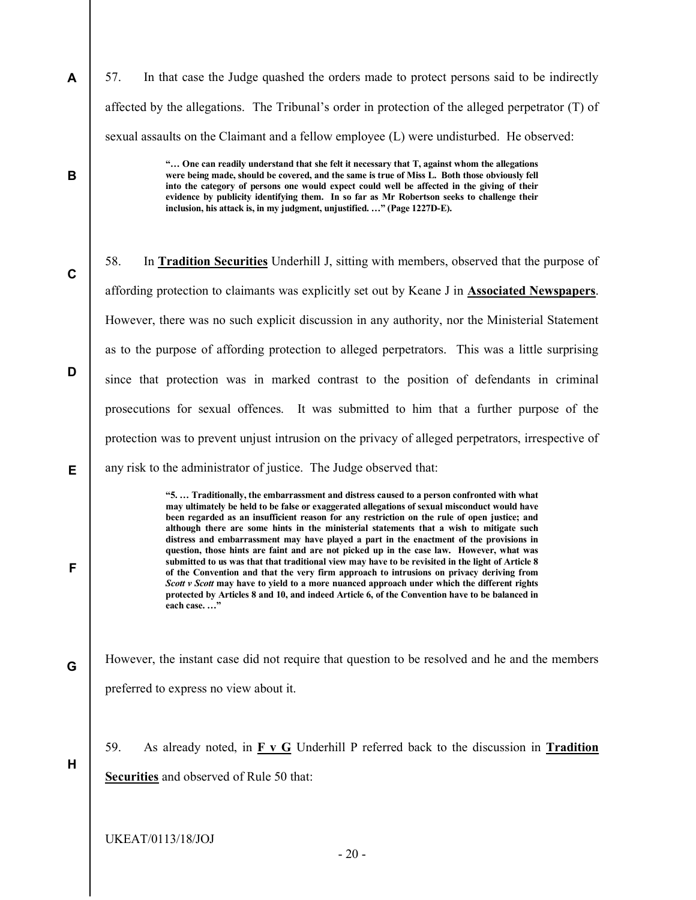57. In that case the Judge quashed the orders made to protect persons said to be indirectly affected by the allegations. The Tribunal's order in protection of the alleged perpetrator (T) of sexual assaults on the Claimant and a fellow employee (L) were undisturbed. He observed:

> **"… One can readily understand that she felt it necessary that T, against whom the allegations were being made, should be covered, and the same is true of Miss L. Both those obviously fell into the category of persons one would expect could well be affected in the giving of their evidence by publicity identifying them. In so far as Mr Robertson seeks to challenge their inclusion, his attack is, in my judgment, unjustified. …" (Page 1227D-E).**

58. In **Tradition Securities** Underhill J, sitting with members, observed that the purpose of affording protection to claimants was explicitly set out by Keane J in **Associated Newspapers**. However, there was no such explicit discussion in any authority, nor the Ministerial Statement as to the purpose of affording protection to alleged perpetrators. This was a little surprising since that protection was in marked contrast to the position of defendants in criminal prosecutions for sexual offences. It was submitted to him that a further purpose of the protection was to prevent unjust intrusion on the privacy of alleged perpetrators, irrespective of any risk to the administrator of justice. The Judge observed that:

> **"5. … Traditionally, the embarrassment and distress caused to a person confronted with what may ultimately be held to be false or exaggerated allegations of sexual misconduct would have been regarded as an insufficient reason for any restriction on the rule of open justice; and although there are some hints in the ministerial statements that a wish to mitigate such distress and embarrassment may have played a part in the enactment of the provisions in question, those hints are faint and are not picked up in the case law. However, what was submitted to us was that that traditional view may have to be revisited in the light of Article 8 of the Convention and that the very firm approach to intrusions on privacy deriving from *Scott v Scott* may have to yield to a more nuanced approach under which the different rights protected by Articles 8 and 10, and indeed Article 6, of the Convention have to be balanced in each case. …"**

However, the instant case did not require that question to be resolved and he and the members preferred to express no view about it.

59. As already noted, in **F v G** Underhill P referred back to the discussion in **Tradition Securities** and observed of Rule 50 that:

UKEAT/0113/18/JOJ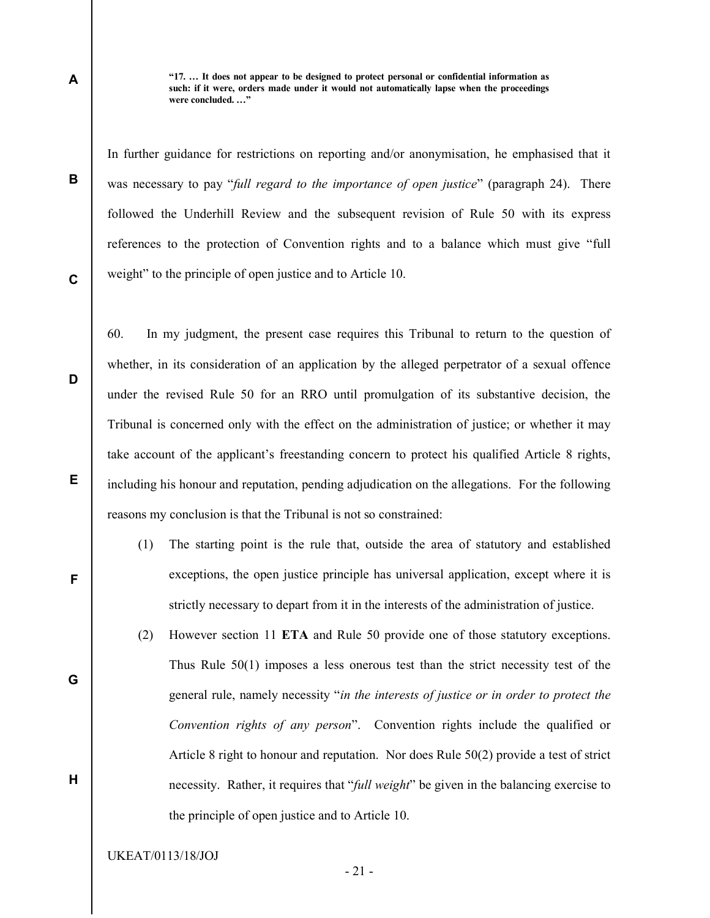> **"17. … It does not appear to be designed to protect personal or confidential information as such: if it were, orders made under it would not automatically lapse when the proceedings were concluded. …"**

In further guidance for restrictions on reporting and/or anonymisation, he emphasised that it was necessary to pay "*full regard to the importance of open justice*" (paragraph 24). There followed the Underhill Review and the subsequent revision of Rule 50 with its express references to the protection of Convention rights and to a balance which must give "full weight" to the principle of open justice and to Article 10.

60. In my judgment, the present case requires this Tribunal to return to the question of whether, in its consideration of an application by the alleged perpetrator of a sexual offence under the revised Rule 50 for an RRO until promulgation of its substantive decision, the Tribunal is concerned only with the effect on the administration of justice; or whether it may take account of the applicant's freestanding concern to protect his qualified Article 8 rights, including his honour and reputation, pending adjudication on the allegations. For the following reasons my conclusion is that the Tribunal is not so constrained:

(1) The starting point is the rule that, outside the area of statutory and established exceptions, the open justice principle has universal application, except where it is strictly necessary to depart from it in the interests of the administration of justice.

(2) However section 11 **ETA** and Rule 50 provide one of those statutory exceptions. Thus Rule 50(1) imposes a less onerous test than the strict necessity test of the general rule, namely necessity "*in the interests of justice or in order to protect the Convention rights of any person*". Convention rights include the qualified or Article 8 right to honour and reputation. Nor does Rule 50(2) provide a test of strict necessity. Rather, it requires that "*full weight*" be given in the balancing exercise to the principle of open justice and to Article 10.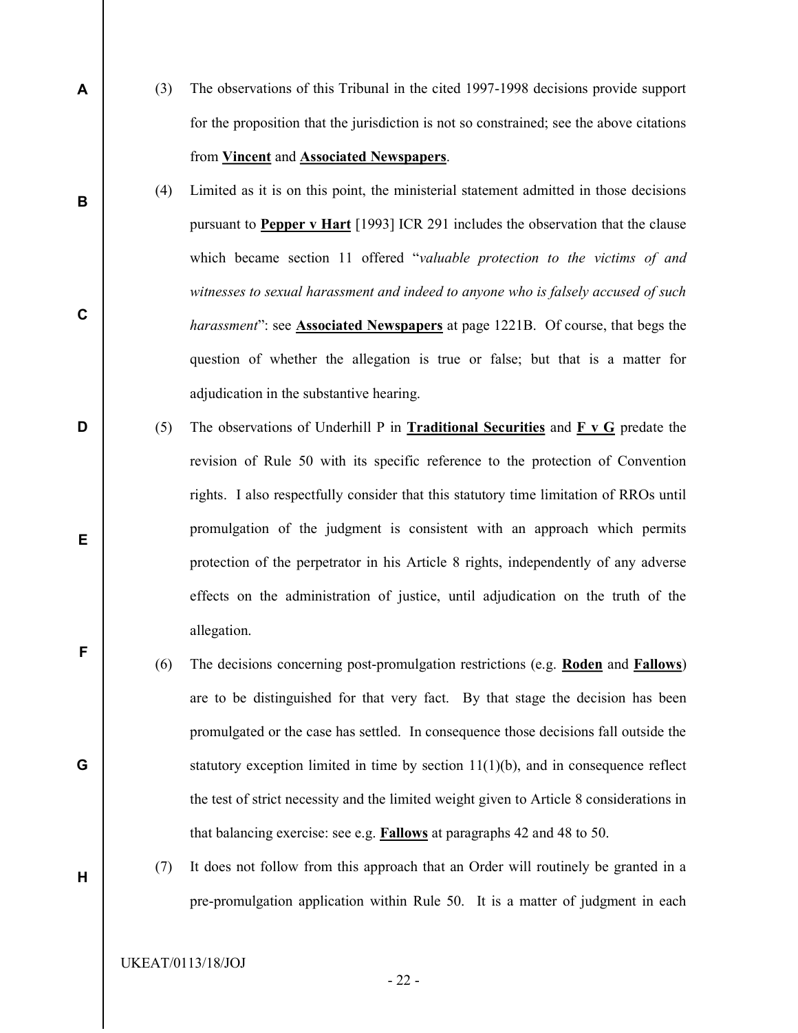(3) The observations of this Tribunal in the cited 1997-1998 decisions provide support for the proposition that the jurisdiction is not so constrained; see the above citations from **Vincent** and **Associated Newspapers**.

(4) Limited as it is on this point, the ministerial statement admitted in those decisions pursuant to **Pepper v Hart** [1993] ICR 291 includes the observation that the clause which became section 11 offered "*valuable protection to the victims of and witnesses to sexual harassment and indeed to anyone who is falsely accused of such harassment*": see **Associated Newspapers** at page 1221B. Of course, that begs the question of whether the allegation is true or false; but that is a matter for adjudication in the substantive hearing.

(5) The observations of Underhill P in **Traditional Securities** and **F v G** predate the revision of Rule 50 with its specific reference to the protection of Convention rights. I also respectfully consider that this statutory time limitation of RROs until promulgation of the judgment is consistent with an approach which permits protection of the perpetrator in his Article 8 rights, independently of any adverse effects on the administration of justice, until adjudication on the truth of the allegation.

(6) The decisions concerning post-promulgation restrictions (e.g. **Roden** and **Fallows**) are to be distinguished for that very fact. By that stage the decision has been promulgated or the case has settled. In consequence those decisions fall outside the statutory exception limited in time by section 11(1)(b), and in consequence reflect the test of strict necessity and the limited weight given to Article 8 considerations in that balancing exercise: see e.g. **Fallows** at paragraphs 42 and 48 to 50.

(7) It does not follow from this approach that an Order will routinely be granted in a pre-promulgation application within Rule 50. It is a matter of judgment in each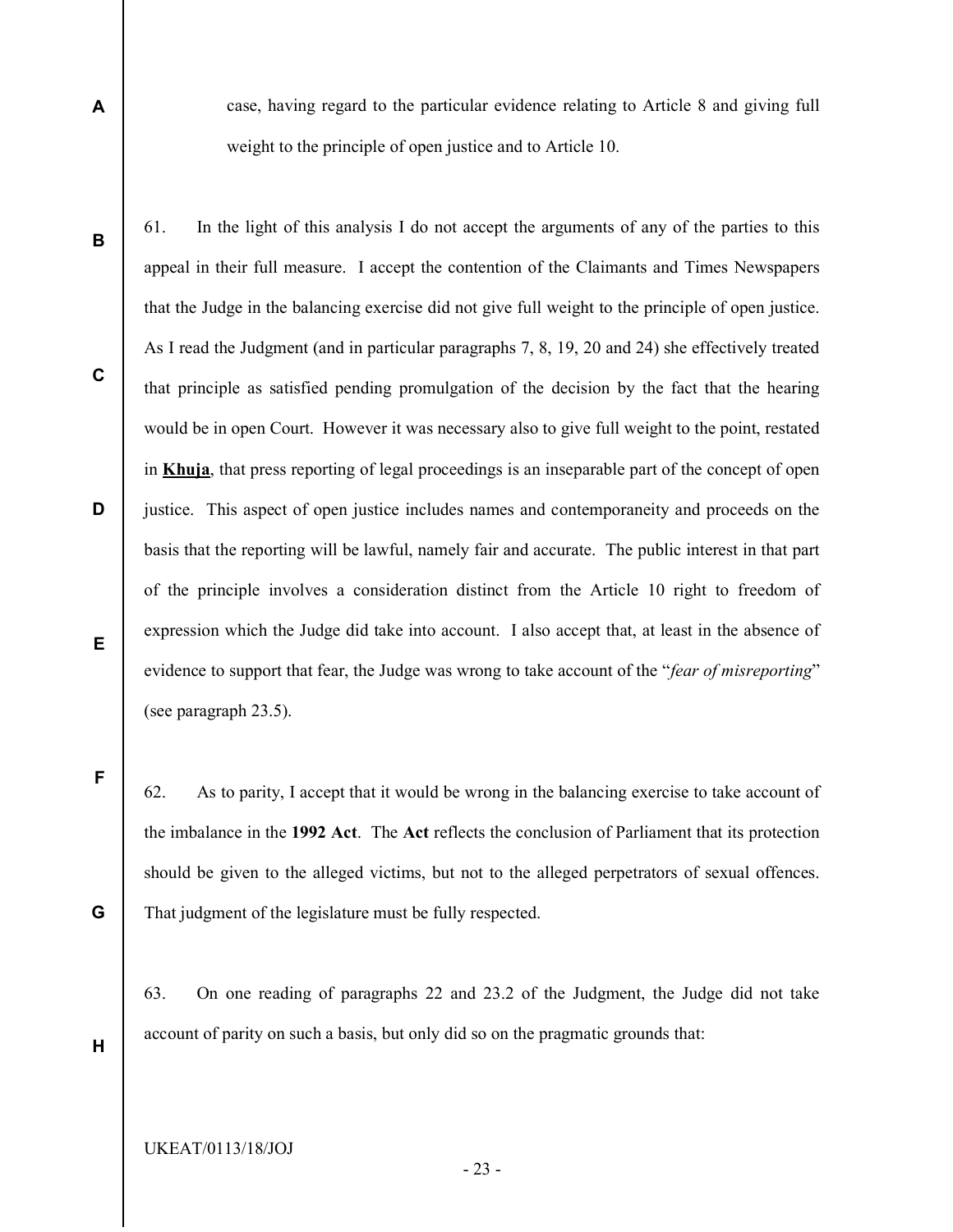case, having regard to the particular evidence relating to Article 8 and giving full weight to the principle of open justice and to Article 10.

61. In the light of this analysis I do not accept the arguments of any of the parties to this appeal in their full measure. I accept the contention of the Claimants and Times Newspapers that the Judge in the balancing exercise did not give full weight to the principle of open justice. As I read the Judgment (and in particular paragraphs 7, 8, 19, 20 and 24) she effectively treated that principle as satisfied pending promulgation of the decision by the fact that the hearing would be in open Court. However it was necessary also to give full weight to the point, restated in **Khuja**, that press reporting of legal proceedings is an inseparable part of the concept of open justice. This aspect of open justice includes names and contemporaneity and proceeds on the basis that the reporting will be lawful, namely fair and accurate. The public interest in that part of the principle involves a consideration distinct from the Article 10 right to freedom of expression which the Judge did take into account. I also accept that, at least in the absence of evidence to support that fear, the Judge was wrong to take account of the "*fear of misreporting*" (see paragraph 23.5).

62. As to parity, I accept that it would be wrong in the balancing exercise to take account of the imbalance in the **1992 Act**. The **Act** reflects the conclusion of Parliament that its protection should be given to the alleged victims, but not to the alleged perpetrators of sexual offences. That judgment of the legislature must be fully respected.

63. On one reading of paragraphs 22 and 23.2 of the Judgment, the Judge did not take account of parity on such a basis, but only did so on the pragmatic grounds that: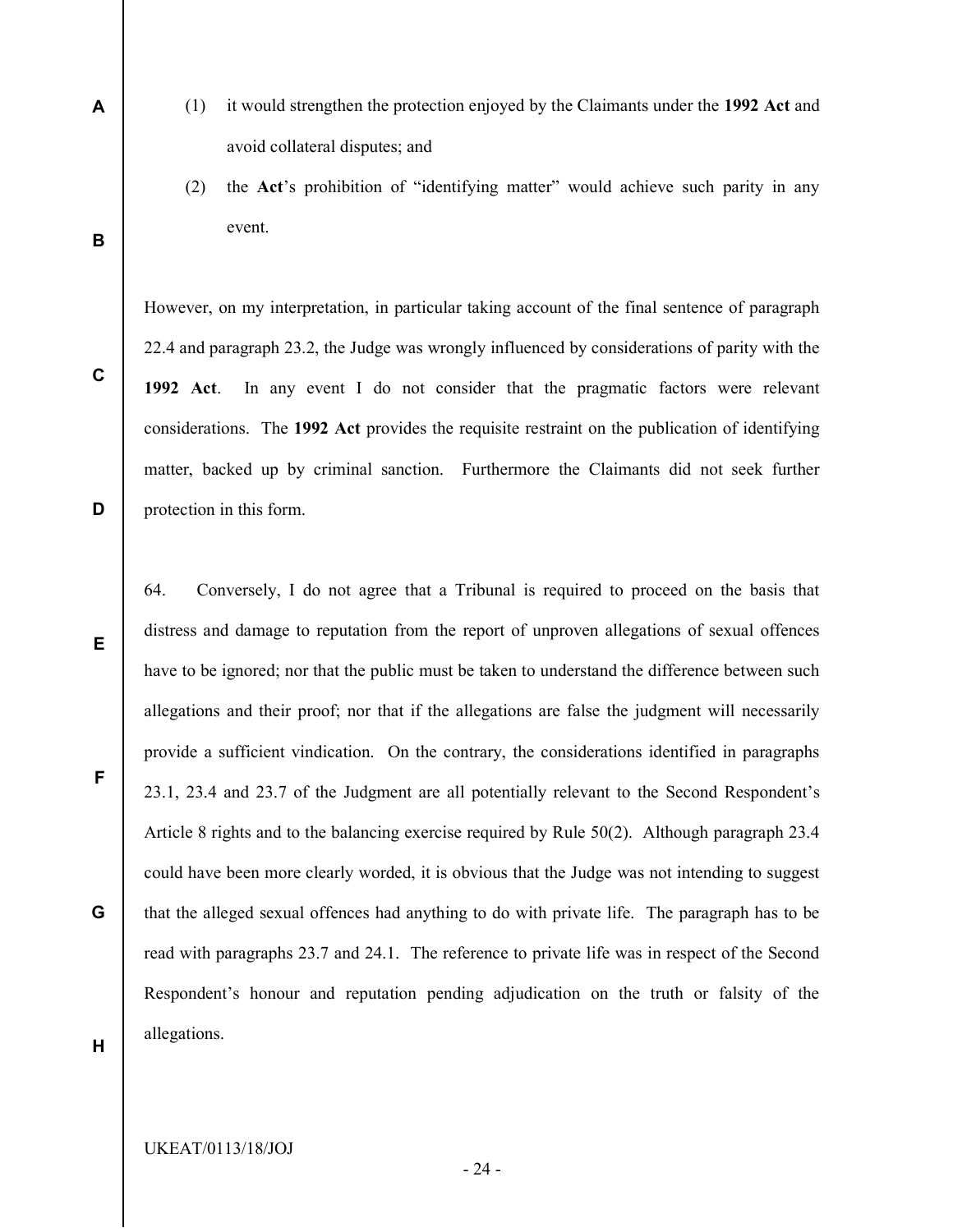(1) it would strengthen the protection enjoyed by the Claimants under the **1992 Act** and avoid collateral disputes; and

(2) the **Act**'s prohibition of "identifying matter" would achieve such parity in any event.

However, on my interpretation, in particular taking account of the final sentence of paragraph 22.4 and paragraph 23.2, the Judge was wrongly influenced by considerations of parity with the **1992 Act**. In any event I do not consider that the pragmatic factors were relevant considerations. The **1992 Act** provides the requisite restraint on the publication of identifying matter, backed up by criminal sanction. Furthermore the Claimants did not seek further protection in this form.

64. Conversely, I do not agree that a Tribunal is required to proceed on the basis that distress and damage to reputation from the report of unproven allegations of sexual offences have to be ignored; nor that the public must be taken to understand the difference between such allegations and their proof; nor that if the allegations are false the judgment will necessarily provide a sufficient vindication. On the contrary, the considerations identified in paragraphs 23.1, 23.4 and 23.7 of the Judgment are all potentially relevant to the Second Respondent's Article 8 rights and to the balancing exercise required by Rule 50(2). Although paragraph 23.4 could have been more clearly worded, it is obvious that the Judge was not intending to suggest that the alleged sexual offences had anything to do with private life. The paragraph has to be read with paragraphs 23.7 and 24.1. The reference to private life was in respect of the Second Respondent's honour and reputation pending adjudication on the truth or falsity of the allegations.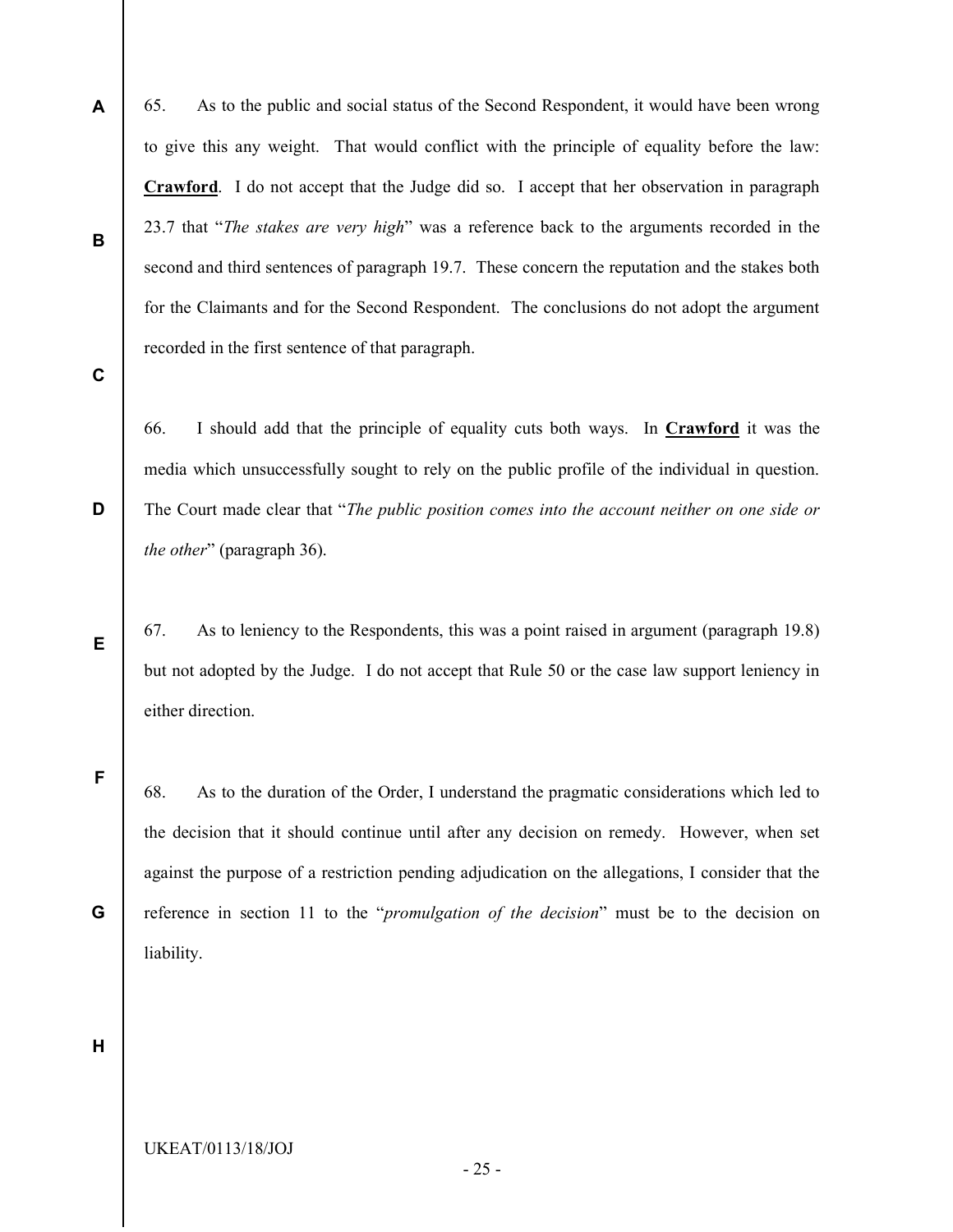65. As to the public and social status of the Second Respondent, it would have been wrong to give this any weight. That would conflict with the principle of equality before the law: **Crawford**. I do not accept that the Judge did so. I accept that her observation in paragraph 23.7 that "*The stakes are very high*" was a reference back to the arguments recorded in the second and third sentences of paragraph 19.7. These concern the reputation and the stakes both for the Claimants and for the Second Respondent. The conclusions do not adopt the argument recorded in the first sentence of that paragraph.

66. I should add that the principle of equality cuts both ways. In **Crawford** it was the media which unsuccessfully sought to rely on the public profile of the individual in question. The Court made clear that "*The public position comes into the account neither on one side or the other*" (paragraph 36).

67. As to leniency to the Respondents, this was a point raised in argument (paragraph 19.8) but not adopted by the Judge. I do not accept that Rule 50 or the case law support leniency in either direction.

68. As to the duration of the Order, I understand the pragmatic considerations which led to the decision that it should continue until after any decision on remedy. However, when set against the purpose of a restriction pending adjudication on the allegations, I consider that the reference in section 11 to the "*promulgation of the decision*" must be to the decision on liability.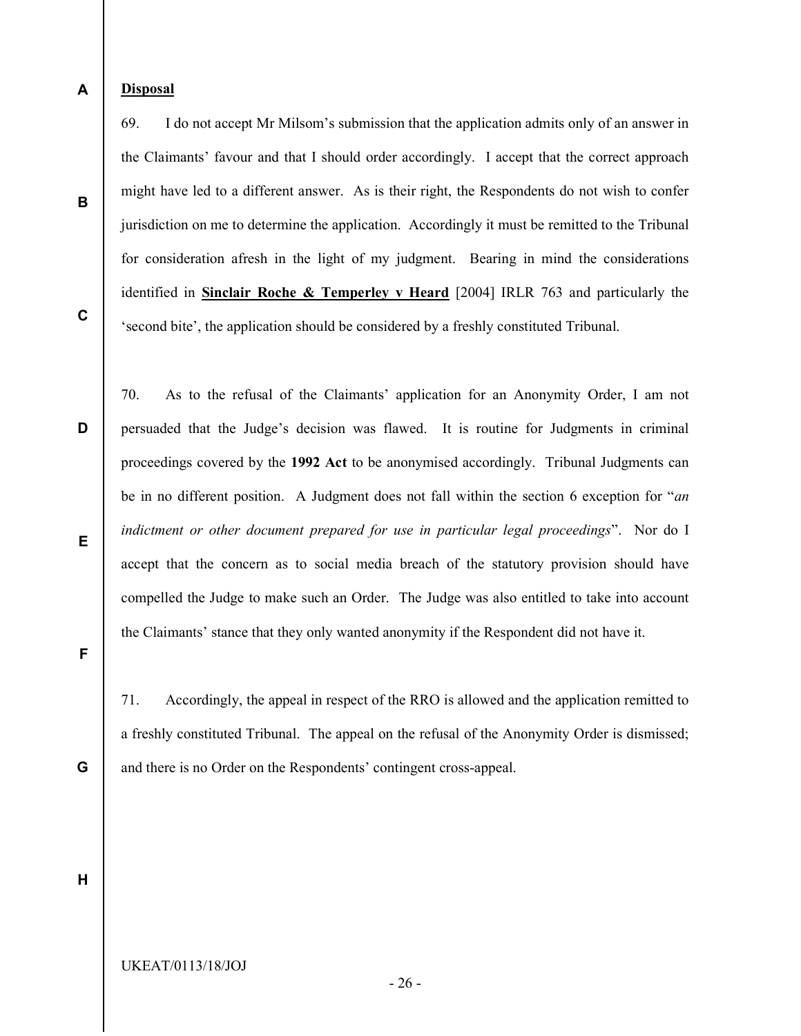**Disposal**

69. I do not accept Mr Milsom's submission that the application admits only of an answer in the Claimants' favour and that I should order accordingly. I accept that the correct approach might have led to a different answer. As is their right, the Respondents do not wish to confer jurisdiction on me to determine the application. Accordingly it must be remitted to the Tribunal for consideration afresh in the light of my judgment. Bearing in mind the considerations identified in **Sinclair Roche & Temperley v Heard** [2004] IRLR 763 and particularly the 'second bite', the application should be considered by a freshly constituted Tribunal.

70. As to the refusal of the Claimants' application for an Anonymity Order, I am not persuaded that the Judge's decision was flawed. It is routine for Judgments in criminal proceedings covered by the **1992 Act** to be anonymised accordingly. Tribunal Judgments can be in no different position. A Judgment does not fall within the section 6 exception for "*an indictment or other document prepared for use in particular legal proceedings*". Nor do I accept that the concern as to social media breach of the statutory provision should have compelled the Judge to make such an Order. The Judge was also entitled to take into account the Claimants' stance that they only wanted anonymity if the Respondent did not have it.

71. Accordingly, the appeal in respect of the RRO is allowed and the application remitted to a freshly constituted Tribunal. The appeal on the refusal of the Anonymity Order is dismissed; and there is no Order on the Respondents' contingent cross-appeal.